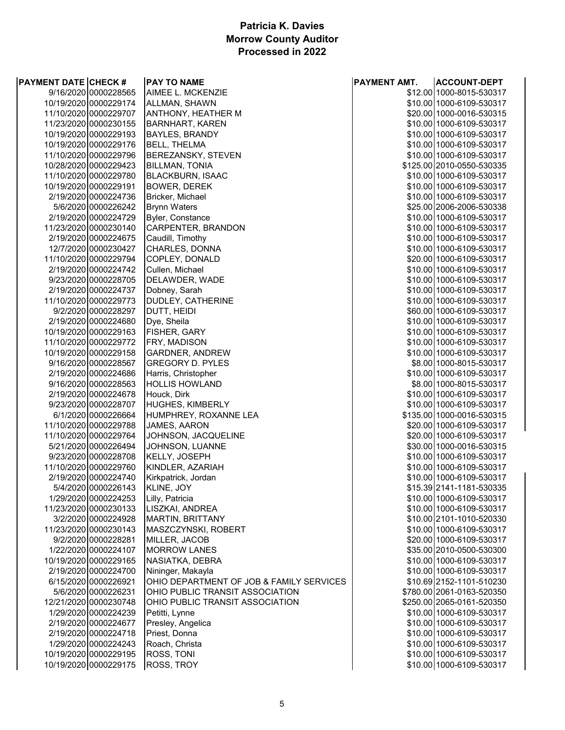**Patricia K. Davies**
**Morrow County Auditor**
**Processed in 2022**

| PAYMENT DATE | CHECK # | PAY TO NAME | PAYMENT AMT. | ACCOUNT-DEPT |
|---|---|---|---|---|
| 9/16/2020 | 0000228565 | AIMEE L. MCKENZIE | $12.00 | 1000-8015-530317 |
| 10/19/2020 | 0000229174 | ALLMAN, SHAWN | $10.00 | 1000-6109-530317 |
| 11/10/2020 | 0000229707 | ANTHONY, HEATHER M | $20.00 | 1000-0016-530315 |
| 11/23/2020 | 0000230155 | BARNHART, KAREN | $10.00 | 1000-6109-530317 |
| 10/19/2020 | 0000229193 | BAYLES, BRANDY | $10.00 | 1000-6109-530317 |
| 10/19/2020 | 0000229176 | BELL, THELMA | $10.00 | 1000-6109-530317 |
| 11/10/2020 | 0000229796 | BEREZANSKY, STEVEN | $10.00 | 1000-6109-530317 |
| 10/28/2020 | 0000229423 | BILLMAN, TONIA | $125.00 | 2010-0550-530335 |
| 11/10/2020 | 0000229780 | BLACKBURN, ISAAC | $10.00 | 1000-6109-530317 |
| 10/19/2020 | 0000229191 | BOWER, DEREK | $10.00 | 1000-6109-530317 |
| 2/19/2020 | 0000224736 | Bricker, Michael | $10.00 | 1000-6109-530317 |
| 5/6/2020 | 0000226242 | Brynn Waters | $25.00 | 2006-2006-530338 |
| 2/19/2020 | 0000224729 | Byler, Constance | $10.00 | 1000-6109-530317 |
| 11/23/2020 | 0000230140 | CARPENTER, BRANDON | $10.00 | 1000-6109-530317 |
| 2/19/2020 | 0000224675 | Caudill, Timothy | $10.00 | 1000-6109-530317 |
| 12/7/2020 | 0000230427 | CHARLES, DONNA | $10.00 | 1000-6109-530317 |
| 11/10/2020 | 0000229794 | COPLEY, DONALD | $20.00 | 1000-6109-530317 |
| 2/19/2020 | 0000224742 | Cullen, Michael | $10.00 | 1000-6109-530317 |
| 9/23/2020 | 0000228705 | DELAWDER, WADE | $10.00 | 1000-6109-530317 |
| 2/19/2020 | 0000224737 | Dobney, Sarah | $10.00 | 1000-6109-530317 |
| 11/10/2020 | 0000229773 | DUDLEY, CATHERINE | $10.00 | 1000-6109-530317 |
| 9/2/2020 | 0000228297 | DUTT, HEIDI | $60.00 | 1000-6109-530317 |
| 2/19/2020 | 0000224680 | Dye, Sheila | $10.00 | 1000-6109-530317 |
| 10/19/2020 | 0000229163 | FISHER, GARY | $10.00 | 1000-6109-530317 |
| 11/10/2020 | 0000229772 | FRY, MADISON | $10.00 | 1000-6109-530317 |
| 10/19/2020 | 0000229158 | GARDNER, ANDREW | $10.00 | 1000-6109-530317 |
| 9/16/2020 | 0000228567 | GREGORY D. PYLES | $8.00 | 1000-8015-530317 |
| 2/19/2020 | 0000224686 | Harris, Christopher | $10.00 | 1000-6109-530317 |
| 9/16/2020 | 0000228563 | HOLLIS HOWLAND | $8.00 | 1000-8015-530317 |
| 2/19/2020 | 0000224678 | Houck, Dirk | $10.00 | 1000-6109-530317 |
| 9/23/2020 | 0000228707 | HUGHES, KIMBERLY | $10.00 | 1000-6109-530317 |
| 6/1/2020 | 0000226664 | HUMPHREY, ROXANNE LEA | $135.00 | 1000-0016-530315 |
| 11/10/2020 | 0000229788 | JAMES, AARON | $20.00 | 1000-6109-530317 |
| 11/10/2020 | 0000229764 | JOHNSON, JACQUELINE | $20.00 | 1000-6109-530317 |
| 5/21/2020 | 0000226494 | JOHNSON, LUANNE | $30.00 | 1000-0016-530315 |
| 9/23/2020 | 0000228708 | KELLY, JOSEPH | $10.00 | 1000-6109-530317 |
| 11/10/2020 | 0000229760 | KINDLER, AZARIAH | $10.00 | 1000-6109-530317 |
| 2/19/2020 | 0000224740 | Kirkpatrick, Jordan | $10.00 | 1000-6109-530317 |
| 5/4/2020 | 0000226143 | KLINE, JOY | $15.39 | 2141-1181-530335 |
| 1/29/2020 | 0000224253 | Lilly, Patricia | $10.00 | 1000-6109-530317 |
| 11/23/2020 | 0000230133 | LISZKAI, ANDREA | $10.00 | 1000-6109-530317 |
| 3/2/2020 | 0000224928 | MARTIN, BRITTANY | $10.00 | 2101-1010-520330 |
| 11/23/2020 | 0000230143 | MASZCZYNSKI, ROBERT | $10.00 | 1000-6109-530317 |
| 9/2/2020 | 0000228281 | MILLER, JACOB | $20.00 | 1000-6109-530317 |
| 1/22/2020 | 0000224107 | MORROW LANES | $35.00 | 2010-0500-530300 |
| 10/19/2020 | 0000229165 | NASIATKA, DEBRA | $10.00 | 1000-6109-530317 |
| 2/19/2020 | 0000224700 | Nininger, Makayla | $10.00 | 1000-6109-530317 |
| 6/15/2020 | 0000226921 | OHIO DEPARTMENT OF JOB & FAMILY SERVICES | $10.69 | 2152-1101-510230 |
| 5/6/2020 | 0000226231 | OHIO PUBLIC TRANSIT ASSOCIATION | $780.00 | 2061-0163-520350 |
| 12/21/2020 | 0000230748 | OHIO PUBLIC TRANSIT ASSOCIATION | $250.00 | 2065-0161-520350 |
| 1/29/2020 | 0000224239 | Petitti, Lynne | $10.00 | 1000-6109-530317 |
| 2/19/2020 | 0000224677 | Presley, Angelica | $10.00 | 1000-6109-530317 |
| 2/19/2020 | 0000224718 | Priest, Donna | $10.00 | 1000-6109-530317 |
| 1/29/2020 | 0000224243 | Roach, Christa | $10.00 | 1000-6109-530317 |
| 10/19/2020 | 0000229195 | ROSS, TONI | $10.00 | 1000-6109-530317 |
| 10/19/2020 | 0000229175 | ROSS, TROY | $10.00 | 1000-6109-530317 |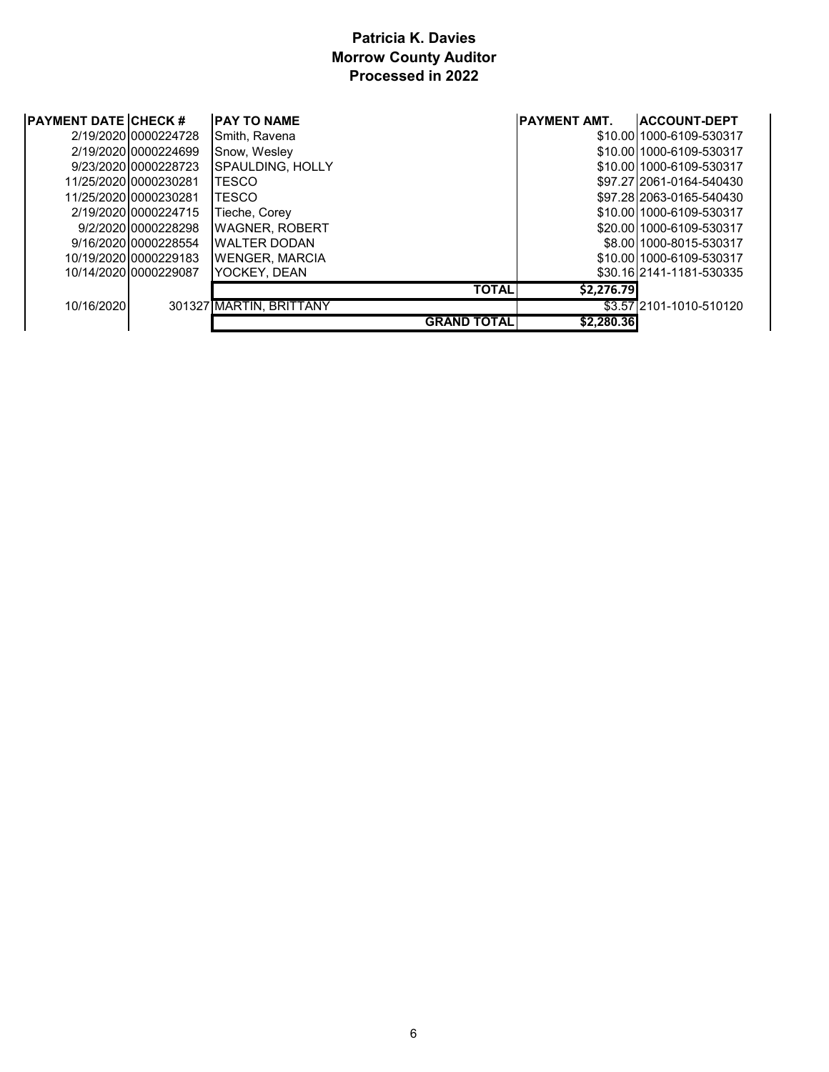**Patricia K. Davies**
**Morrow County Auditor**
**Processed in 2022**

| PAYMENT DATE | CHECK # | PAY TO NAME | PAYMENT AMT. | ACCOUNT-DEPT |
|---|---|---|---|---|
| 2/19/2020 | 0000224728 | Smith, Ravena | $10.00 | 1000-6109-530317 |
| 2/19/2020 | 0000224699 | Snow, Wesley | $10.00 | 1000-6109-530317 |
| 9/23/2020 | 0000228723 | SPAULDING, HOLLY | $10.00 | 1000-6109-530317 |
| 11/25/2020 | 0000230281 | TESCO | $97.27 | 2061-0164-540430 |
| 11/25/2020 | 0000230281 | TESCO | $97.28 | 2063-0165-540430 |
| 2/19/2020 | 0000224715 | Tieche, Corey | $10.00 | 1000-6109-530317 |
| 9/2/2020 | 0000228298 | WAGNER, ROBERT | $20.00 | 1000-6109-530317 |
| 9/16/2020 | 0000228554 | WALTER DODAN | $8.00 | 1000-8015-530317 |
| 10/19/2020 | 0000229183 | WENGER, MARCIA | $10.00 | 1000-6109-530317 |
| 10/14/2020 | 0000229087 | YOCKEY, DEAN | $30.16 | 2141-1181-530335 |
| | | **TOTAL** | **$2,276.79** | |
| 10/16/2020 | 301327 | MARTIN, BRITTANY | $3.57 | 2101-1010-510120 |
| | | **GRAND TOTAL** | **$2,280.36** | |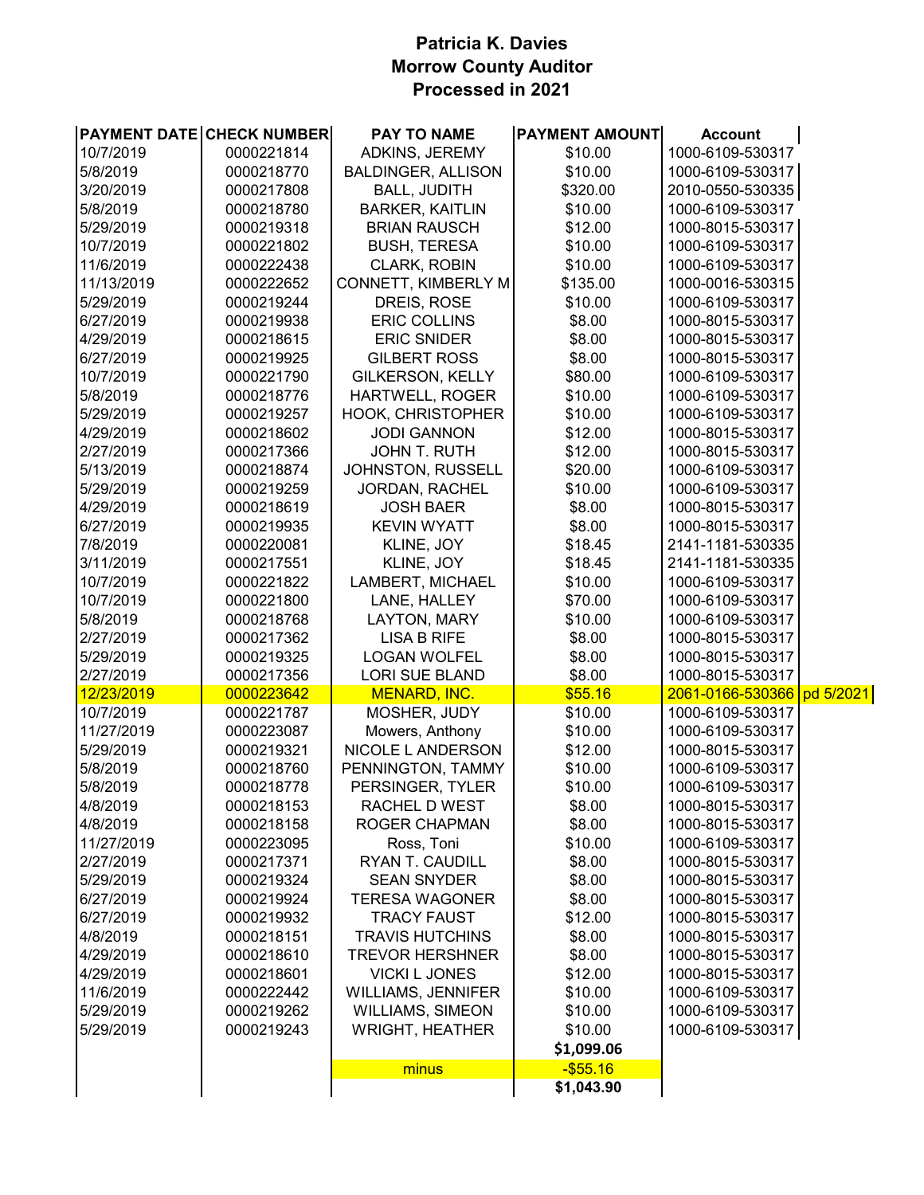**Patricia K. Davies**
**Morrow County Auditor**
**Processed in 2021**

| PAYMENT DATE | CHECK NUMBER | PAY TO NAME | PAYMENT AMOUNT | Account | |
|---|---|---|---|---|---|
| 10/7/2019 | 0000221814 | ADKINS, JEREMY | $10.00 | 1000-6109-530317 | |
| 5/8/2019 | 0000218770 | BALDINGER, ALLISON | $10.00 | 1000-6109-530317 | |
| 3/20/2019 | 0000217808 | BALL, JUDITH | $320.00 | 2010-0550-530335 | |
| 5/8/2019 | 0000218780 | BARKER, KAITLIN | $10.00 | 1000-6109-530317 | |
| 5/29/2019 | 0000219318 | BRIAN RAUSCH | $12.00 | 1000-8015-530317 | |
| 10/7/2019 | 0000221802 | BUSH, TERESA | $10.00 | 1000-6109-530317 | |
| 11/6/2019 | 0000222438 | CLARK, ROBIN | $10.00 | 1000-6109-530317 | |
| 11/13/2019 | 0000222652 | CONNETT, KIMBERLY M | $135.00 | 1000-0016-530315 | |
| 5/29/2019 | 0000219244 | DREIS, ROSE | $10.00 | 1000-6109-530317 | |
| 6/27/2019 | 0000219938 | ERIC COLLINS | $8.00 | 1000-8015-530317 | |
| 4/29/2019 | 0000218615 | ERIC SNIDER | $8.00 | 1000-8015-530317 | |
| 6/27/2019 | 0000219925 | GILBERT ROSS | $8.00 | 1000-8015-530317 | |
| 10/7/2019 | 0000221790 | GILKERSON, KELLY | $80.00 | 1000-6109-530317 | |
| 5/8/2019 | 0000218776 | HARTWELL, ROGER | $10.00 | 1000-6109-530317 | |
| 5/29/2019 | 0000219257 | HOOK, CHRISTOPHER | $10.00 | 1000-6109-530317 | |
| 4/29/2019 | 0000218602 | JODI GANNON | $12.00 | 1000-8015-530317 | |
| 2/27/2019 | 0000217366 | JOHN T. RUTH | $12.00 | 1000-8015-530317 | |
| 5/13/2019 | 0000218874 | JOHNSTON, RUSSELL | $20.00 | 1000-6109-530317 | |
| 5/29/2019 | 0000219259 | JORDAN, RACHEL | $10.00 | 1000-6109-530317 | |
| 4/29/2019 | 0000218619 | JOSH BAER | $8.00 | 1000-8015-530317 | |
| 6/27/2019 | 0000219935 | KEVIN WYATT | $8.00 | 1000-8015-530317 | |
| 7/8/2019 | 0000220081 | KLINE, JOY | $18.45 | 2141-1181-530335 | |
| 3/11/2019 | 0000217551 | KLINE, JOY | $18.45 | 2141-1181-530335 | |
| 10/7/2019 | 0000221822 | LAMBERT, MICHAEL | $10.00 | 1000-6109-530317 | |
| 10/7/2019 | 0000221800 | LANE, HALLEY | $70.00 | 1000-6109-530317 | |
| 5/8/2019 | 0000218768 | LAYTON, MARY | $10.00 | 1000-6109-530317 | |
| 2/27/2019 | 0000217362 | LISA B RIFE | $8.00 | 1000-8015-530317 | |
| 5/29/2019 | 0000219325 | LOGAN WOLFEL | $8.00 | 1000-8015-530317 | |
| 2/27/2019 | 0000217356 | LORI SUE BLAND | $8.00 | 1000-8015-530317 | |
| 12/23/2019 | 0000223642 | MENARD, INC. | $55.16 | 2061-0166-530366 | pd 5/2021 |
| 10/7/2019 | 0000221787 | MOSHER, JUDY | $10.00 | 1000-6109-530317 | |
| 11/27/2019 | 0000223087 | Mowers, Anthony | $10.00 | 1000-6109-530317 | |
| 5/29/2019 | 0000219321 | NICOLE L ANDERSON | $12.00 | 1000-8015-530317 | |
| 5/8/2019 | 0000218760 | PENNINGTON, TAMMY | $10.00 | 1000-6109-530317 | |
| 5/8/2019 | 0000218778 | PERSINGER, TYLER | $10.00 | 1000-6109-530317 | |
| 4/8/2019 | 0000218153 | RACHEL D WEST | $8.00 | 1000-8015-530317 | |
| 4/8/2019 | 0000218158 | ROGER CHAPMAN | $8.00 | 1000-8015-530317 | |
| 11/27/2019 | 0000223095 | Ross, Toni | $10.00 | 1000-6109-530317 | |
| 2/27/2019 | 0000217371 | RYAN T. CAUDILL | $8.00 | 1000-8015-530317 | |
| 5/29/2019 | 0000219324 | SEAN SNYDER | $8.00 | 1000-8015-530317 | |
| 6/27/2019 | 0000219924 | TERESA WAGONER | $8.00 | 1000-8015-530317 | |
| 6/27/2019 | 0000219932 | TRACY FAUST | $12.00 | 1000-8015-530317 | |
| 4/8/2019 | 0000218151 | TRAVIS HUTCHINS | $8.00 | 1000-8015-530317 | |
| 4/29/2019 | 0000218610 | TREVOR HERSHNER | $8.00 | 1000-8015-530317 | |
| 4/29/2019 | 0000218601 | VICKI L JONES | $12.00 | 1000-8015-530317 | |
| 11/6/2019 | 0000222442 | WILLIAMS, JENNIFER | $10.00 | 1000-6109-530317 | |
| 5/29/2019 | 0000219262 | WILLIAMS, SIMEON | $10.00 | 1000-6109-530317 | |
| 5/29/2019 | 0000219243 | WRIGHT, HEATHER | $10.00 | 1000-6109-530317 | |
| | | | **$1,099.06** | | |
| | | minus | -$55.16 | | |
| | | | **$1,043.90** | | |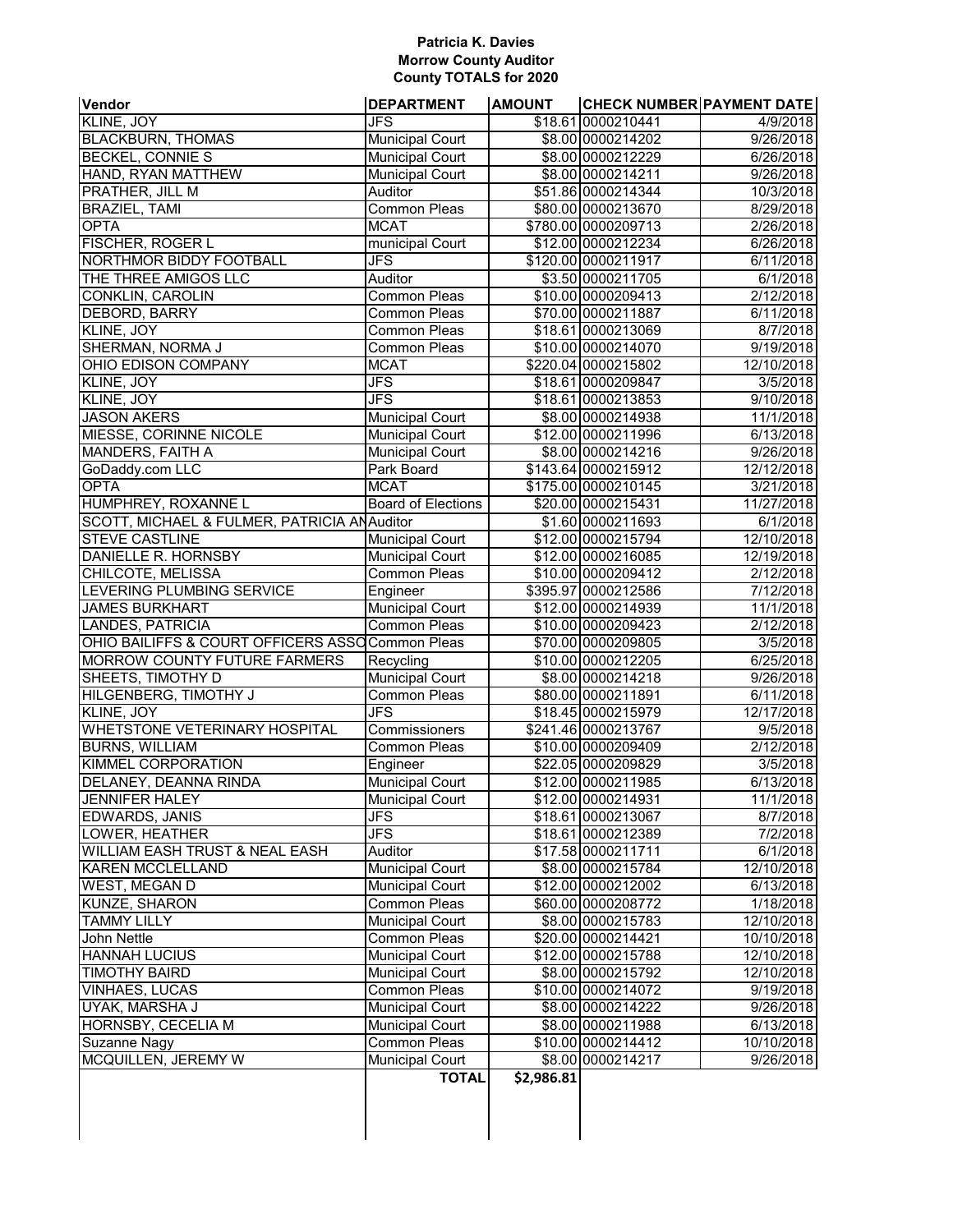**Patricia K. Davies**
**Morrow County Auditor**
**County TOTALS for 2020**

| Vendor | DEPARTMENT | AMOUNT | CHECK NUMBER | PAYMENT DATE |
|---|---|---|---|---|
| KLINE, JOY | JFS | $18.61 | 0000210441 | 4/9/2018 |
| BLACKBURN, THOMAS | Municipal Court | $8.00 | 0000214202 | 9/26/2018 |
| BECKEL, CONNIE S | Municipal Court | $8.00 | 0000212229 | 6/26/2018 |
| HAND, RYAN MATTHEW | Municipal Court | $8.00 | 0000214211 | 9/26/2018 |
| PRATHER, JILL M | Auditor | $51.86 | 0000214344 | 10/3/2018 |
| BRAZIEL, TAMI | Common Pleas | $80.00 | 0000213670 | 8/29/2018 |
| OPTA | MCAT | $780.00 | 0000209713 | 2/26/2018 |
| FISCHER, ROGER L | municipal Court | $12.00 | 0000212234 | 6/26/2018 |
| NORTHMOR BIDDY FOOTBALL | JFS | $120.00 | 0000211917 | 6/11/2018 |
| THE THREE AMIGOS LLC | Auditor | $3.50 | 0000211705 | 6/1/2018 |
| CONKLIN, CAROLIN | Common Pleas | $10.00 | 0000209413 | 2/12/2018 |
| DEBORD, BARRY | Common Pleas | $70.00 | 0000211887 | 6/11/2018 |
| KLINE, JOY | Common Pleas | $18.61 | 0000213069 | 8/7/2018 |
| SHERMAN, NORMA J | Common Pleas | $10.00 | 0000214070 | 9/19/2018 |
| OHIO EDISON COMPANY | MCAT | $220.04 | 0000215802 | 12/10/2018 |
| KLINE, JOY | JFS | $18.61 | 0000209847 | 3/5/2018 |
| KLINE, JOY | JFS | $18.61 | 0000213853 | 9/10/2018 |
| JASON AKERS | Municipal Court | $8.00 | 0000214938 | 11/1/2018 |
| MIESSE, CORINNE NICOLE | Municipal Court | $12.00 | 0000211996 | 6/13/2018 |
| MANDERS, FAITH A | Municipal Court | $8.00 | 0000214216 | 9/26/2018 |
| GoDaddy.com LLC | Park Board | $143.64 | 0000215912 | 12/12/2018 |
| OPTA | MCAT | $175.00 | 0000210145 | 3/21/2018 |
| HUMPHREY, ROXANNE L | Board of Elections | $20.00 | 0000215431 | 11/27/2018 |
| SCOTT, MICHAEL & FULMER, PATRICIA AN | Auditor | $1.60 | 0000211693 | 6/1/2018 |
| STEVE CASTLINE | Municipal Court | $12.00 | 0000215794 | 12/10/2018 |
| DANIELLE R. HORNSBY | Municipal Court | $12.00 | 0000216085 | 12/19/2018 |
| CHILCOTE, MELISSA | Common Pleas | $10.00 | 0000209412 | 2/12/2018 |
| LEVERING PLUMBING SERVICE | Engineer | $395.97 | 0000212586 | 7/12/2018 |
| JAMES BURKHART | Municipal Court | $12.00 | 0000214939 | 11/1/2018 |
| LANDES, PATRICIA | Common Pleas | $10.00 | 0000209423 | 2/12/2018 |
| OHIO BAILIFFS & COURT OFFICERS ASSO | Common Pleas | $70.00 | 0000209805 | 3/5/2018 |
| MORROW COUNTY FUTURE FARMERS | Recycling | $10.00 | 0000212205 | 6/25/2018 |
| SHEETS, TIMOTHY D | Municipal Court | $8.00 | 0000214218 | 9/26/2018 |
| HILGENBERG, TIMOTHY J | Common Pleas | $80.00 | 0000211891 | 6/11/2018 |
| KLINE, JOY | JFS | $18.45 | 0000215979 | 12/17/2018 |
| WHETSTONE VETERINARY HOSPITAL | Commissioners | $241.46 | 0000213767 | 9/5/2018 |
| BURNS, WILLIAM | Common Pleas | $10.00 | 0000209409 | 2/12/2018 |
| KIMMEL CORPORATION | Engineer | $22.05 | 0000209829 | 3/5/2018 |
| DELANEY, DEANNA RINDA | Municipal Court | $12.00 | 0000211985 | 6/13/2018 |
| JENNIFER HALEY | Municipal Court | $12.00 | 0000214931 | 11/1/2018 |
| EDWARDS, JANIS | JFS | $18.61 | 0000213067 | 8/7/2018 |
| LOWER, HEATHER | JFS | $18.61 | 0000212389 | 7/2/2018 |
| WILLIAM EASH TRUST & NEAL EASH | Auditor | $17.58 | 0000211711 | 6/1/2018 |
| KAREN MCCLELLAND | Municipal Court | $8.00 | 0000215784 | 12/10/2018 |
| WEST, MEGAN D | Municipal Court | $12.00 | 0000212002 | 6/13/2018 |
| KUNZE, SHARON | Common Pleas | $60.00 | 0000208772 | 1/18/2018 |
| TAMMY LILLY | Municipal Court | $8.00 | 0000215783 | 12/10/2018 |
| John Nettle | Common Pleas | $20.00 | 0000214421 | 10/10/2018 |
| HANNAH LUCIUS | Municipal Court | $12.00 | 0000215788 | 12/10/2018 |
| TIMOTHY BAIRD | Municipal Court | $8.00 | 0000215792 | 12/10/2018 |
| VINHAES, LUCAS | Common Pleas | $10.00 | 0000214072 | 9/19/2018 |
| UYAK, MARSHA J | Municipal Court | $8.00 | 0000214222 | 9/26/2018 |
| HORNSBY, CECELIA M | Municipal Court | $8.00 | 0000211988 | 6/13/2018 |
| Suzanne Nagy | Common Pleas | $10.00 | 0000214412 | 10/10/2018 |
| MCQUILLEN, JEREMY W | Municipal Court | $8.00 | 0000214217 | 9/26/2018 |
| | **TOTAL** | **$2,986.81** | | |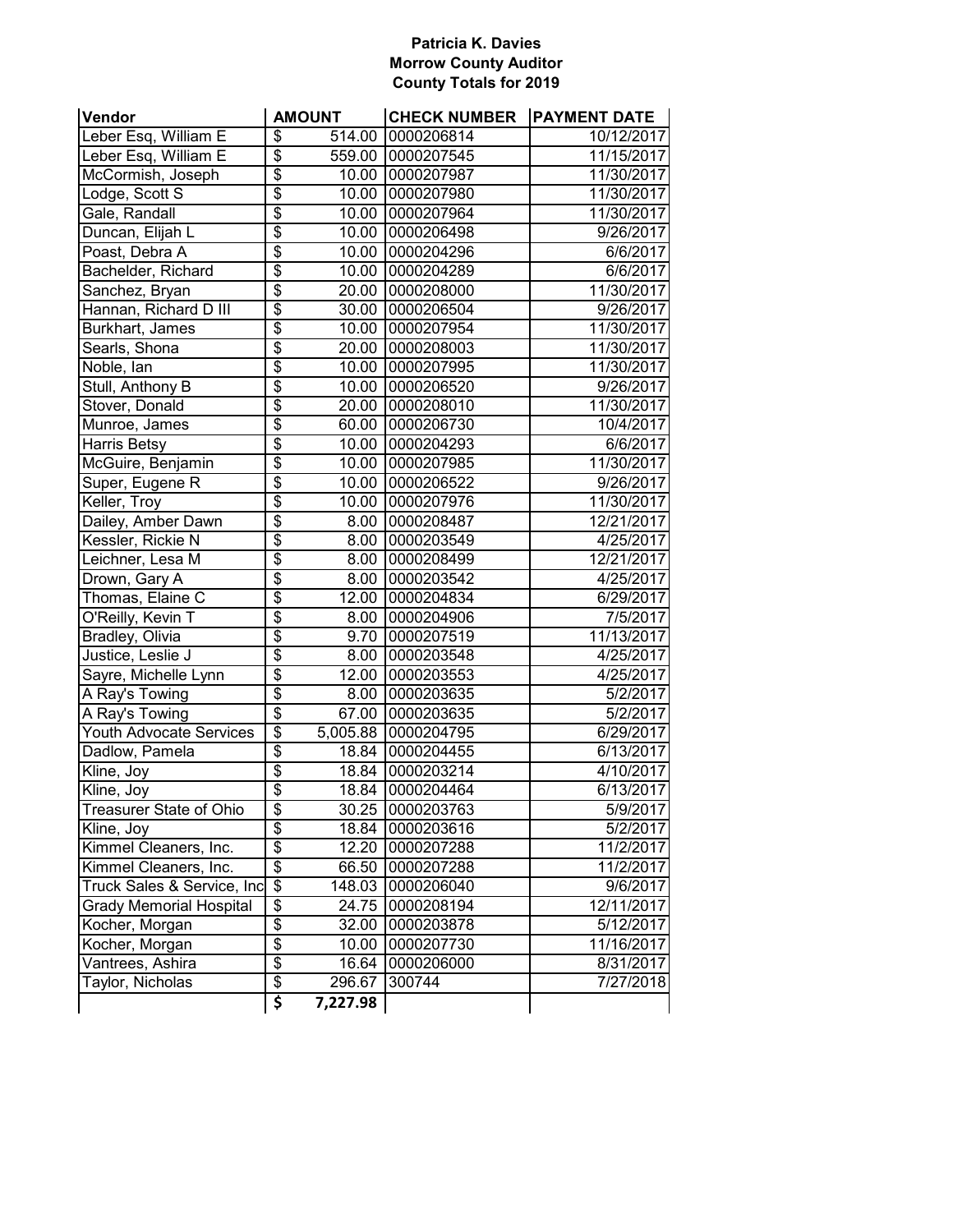**Patricia K. Davies**
**Morrow County Auditor**
**County Totals for 2019**

| Vendor | AMOUNT | CHECK NUMBER | PAYMENT DATE |
|---|---|---|---|
| Leber Esq, William E | $ 514.00 | 0000206814 | 10/12/2017 |
| Leber Esq, William E | $ 559.00 | 0000207545 | 11/15/2017 |
| McCormish, Joseph | $ 10.00 | 0000207987 | 11/30/2017 |
| Lodge, Scott S | $ 10.00 | 0000207980 | 11/30/2017 |
| Gale, Randall | $ 10.00 | 0000207964 | 11/30/2017 |
| Duncan, Elijah L | $ 10.00 | 0000206498 | 9/26/2017 |
| Poast, Debra A | $ 10.00 | 0000204296 | 6/6/2017 |
| Bachelder, Richard | $ 10.00 | 0000204289 | 6/6/2017 |
| Sanchez, Bryan | $ 20.00 | 0000208000 | 11/30/2017 |
| Hannan, Richard D III | $ 30.00 | 0000206504 | 9/26/2017 |
| Burkhart, James | $ 10.00 | 0000207954 | 11/30/2017 |
| Searls, Shona | $ 20.00 | 0000208003 | 11/30/2017 |
| Noble, Ian | $ 10.00 | 0000207995 | 11/30/2017 |
| Stull, Anthony B | $ 10.00 | 0000206520 | 9/26/2017 |
| Stover, Donald | $ 20.00 | 0000208010 | 11/30/2017 |
| Munroe, James | $ 60.00 | 0000206730 | 10/4/2017 |
| Harris Betsy | $ 10.00 | 0000204293 | 6/6/2017 |
| McGuire, Benjamin | $ 10.00 | 0000207985 | 11/30/2017 |
| Super, Eugene R | $ 10.00 | 0000206522 | 9/26/2017 |
| Keller, Troy | $ 10.00 | 0000207976 | 11/30/2017 |
| Dailey, Amber Dawn | $ 8.00 | 0000208487 | 12/21/2017 |
| Kessler, Rickie N | $ 8.00 | 0000203549 | 4/25/2017 |
| Leichner, Lesa M | $ 8.00 | 0000208499 | 12/21/2017 |
| Drown, Gary A | $ 8.00 | 0000203542 | 4/25/2017 |
| Thomas, Elaine C | $ 12.00 | 0000204834 | 6/29/2017 |
| O'Reilly, Kevin T | $ 8.00 | 0000204906 | 7/5/2017 |
| Bradley, Olivia | $ 9.70 | 0000207519 | 11/13/2017 |
| Justice, Leslie J | $ 8.00 | 0000203548 | 4/25/2017 |
| Sayre, Michelle Lynn | $ 12.00 | 0000203553 | 4/25/2017 |
| A Ray's Towing | $ 8.00 | 0000203635 | 5/2/2017 |
| A Ray's Towing | $ 67.00 | 0000203635 | 5/2/2017 |
| Youth Advocate Services | $ 5,005.88 | 0000204795 | 6/29/2017 |
| Dadlow, Pamela | $ 18.84 | 0000204455 | 6/13/2017 |
| Kline, Joy | $ 18.84 | 0000203214 | 4/10/2017 |
| Kline, Joy | $ 18.84 | 0000204464 | 6/13/2017 |
| Treasurer State of Ohio | $ 30.25 | 0000203763 | 5/9/2017 |
| Kline, Joy | $ 18.84 | 0000203616 | 5/2/2017 |
| Kimmel Cleaners, Inc. | $ 12.20 | 0000207288 | 11/2/2017 |
| Kimmel Cleaners, Inc. | $ 66.50 | 0000207288 | 11/2/2017 |
| Truck Sales & Service, Inc | $ 148.03 | 0000206040 | 9/6/2017 |
| Grady Memorial Hospital | $ 24.75 | 0000208194 | 12/11/2017 |
| Kocher, Morgan | $ 32.00 | 0000203878 | 5/12/2017 |
| Kocher, Morgan | $ 10.00 | 0000207730 | 11/16/2017 |
| Vantrees, Ashira | $ 16.64 | 0000206000 | 8/31/2017 |
| Taylor, Nicholas | $ 296.67 | 300744 | 7/27/2018 |
| | **$ 7,227.98** | | |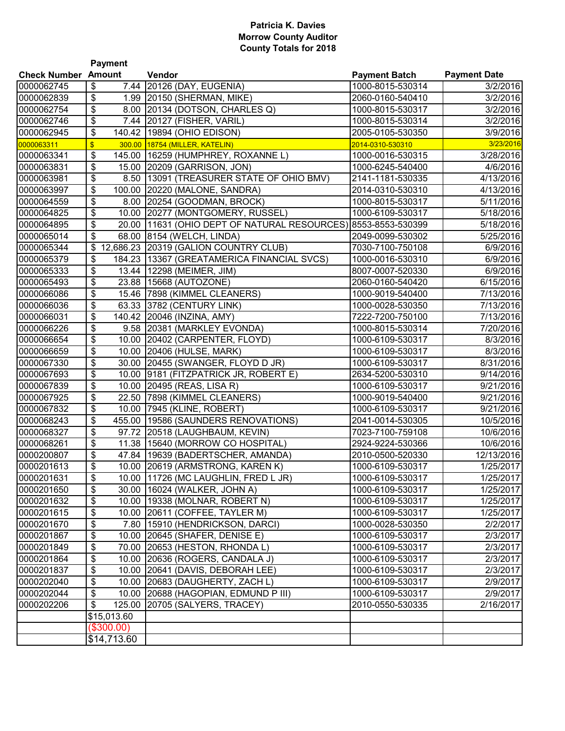**Patricia K. Davies**
**Morrow County Auditor**
**County Totals for 2018**

| Check Number | Payment Amount | Vendor | Payment Batch | Payment Date |
|---|---|---|---|---|
| 0000062745 | $ 7.44 | 20126 (DAY, EUGENIA) | 1000-8015-530314 | 3/2/2016 |
| 0000062839 | $ 1.99 | 20150 (SHERMAN, MIKE) | 2060-0160-540410 | 3/2/2016 |
| 0000062754 | $ 8.00 | 20134 (DOTSON, CHARLES Q) | 1000-8015-530317 | 3/2/2016 |
| 0000062746 | $ 7.44 | 20127 (FISHER, VARIL) | 1000-8015-530314 | 3/2/2016 |
| 0000062945 | $ 140.42 | 19894 (OHIO EDISON) | 2005-0105-530350 | 3/9/2016 |
| 0000063311 | $ 300.00 | 18754 (MILLER, KATELIN) | 2014-0310-530310 | 3/23/2016 |
| 0000063341 | $ 145.00 | 16259 (HUMPHREY, ROXANNE L) | 1000-0016-530315 | 3/28/2016 |
| 0000063831 | $ 15.00 | 20209 (GARRISON, JON) | 1000-6245-540400 | 4/6/2016 |
| 0000063981 | $ 8.50 | 13091 (TREASURER STATE OF OHIO BMV) | 2141-1181-530335 | 4/13/2016 |
| 0000063997 | $ 100.00 | 20220 (MALONE, SANDRA) | 2014-0310-530310 | 4/13/2016 |
| 0000064559 | $ 8.00 | 20254 (GOODMAN, BROCK) | 1000-8015-530317 | 5/11/2016 |
| 0000064825 | $ 10.00 | 20277 (MONTGOMERY, RUSSEL) | 1000-6109-530317 | 5/18/2016 |
| 0000064895 | $ 20.00 | 11631 (OHIO DEPT OF NATURAL RESOURCES) | 8553-8553-530399 | 5/18/2016 |
| 0000065014 | $ 68.00 | 8154 (WELCH, LINDA) | 2049-0099-530302 | 5/25/2016 |
| 0000065344 | $ 12,686.23 | 20319 (GALION COUNTRY CLUB) | 7030-7100-750108 | 6/9/2016 |
| 0000065379 | $ 184.23 | 13367 (GREATAMERICA FINANCIAL SVCS) | 1000-0016-530310 | 6/9/2016 |
| 0000065333 | $ 13.44 | 12298 (MEIMER, JIM) | 8007-0007-520330 | 6/9/2016 |
| 0000065493 | $ 23.88 | 15668 (AUTOZONE) | 2060-0160-540420 | 6/15/2016 |
| 0000066086 | $ 15.46 | 7898 (KIMMEL CLEANERS) | 1000-9019-540400 | 7/13/2016 |
| 0000066036 | $ 63.33 | 3782 (CENTURY LINK) | 1000-0028-530350 | 7/13/2016 |
| 0000066031 | $ 140.42 | 20046 (INZINA, AMY) | 7222-7200-750100 | 7/13/2016 |
| 0000066226 | $ 9.58 | 20381 (MARKLEY EVONDA) | 1000-8015-530314 | 7/20/2016 |
| 0000066654 | $ 10.00 | 20402 (CARPENTER, FLOYD) | 1000-6109-530317 | 8/3/2016 |
| 0000066659 | $ 10.00 | 20406 (HULSE, MARK) | 1000-6109-530317 | 8/3/2016 |
| 0000067330 | $ 30.00 | 20455 (SWANGER, FLOYD D JR) | 1000-6109-530317 | 8/31/2016 |
| 0000067693 | $ 10.00 | 9181 (FITZPATRICK JR, ROBERT E) | 2634-5200-530310 | 9/14/2016 |
| 0000067839 | $ 10.00 | 20495 (REAS, LISA R) | 1000-6109-530317 | 9/21/2016 |
| 0000067925 | $ 22.50 | 7898 (KIMMEL CLEANERS) | 1000-9019-540400 | 9/21/2016 |
| 0000067832 | $ 10.00 | 7945 (KLINE, ROBERT) | 1000-6109-530317 | 9/21/2016 |
| 0000068243 | $ 455.00 | 19586 (SAUNDERS RENOVATIONS) | 2041-0014-530305 | 10/5/2016 |
| 0000068327 | $ 97.72 | 20518 (LAUGHBAUM, KEVIN) | 7023-7100-759108 | 10/6/2016 |
| 0000068261 | $ 11.38 | 15640 (MORROW CO HOSPITAL) | 2924-9224-530366 | 10/6/2016 |
| 0000200807 | $ 47.84 | 19639 (BADERTSCHER, AMANDA) | 2010-0500-520330 | 12/13/2016 |
| 0000201613 | $ 10.00 | 20619 (ARMSTRONG, KAREN K) | 1000-6109-530317 | 1/25/2017 |
| 0000201631 | $ 10.00 | 11726 (MC LAUGHLIN, FRED L JR) | 1000-6109-530317 | 1/25/2017 |
| 0000201650 | $ 30.00 | 16024 (WALKER, JOHN A) | 1000-6109-530317 | 1/25/2017 |
| 0000201632 | $ 10.00 | 19338 (MOLNAR, ROBERT N) | 1000-6109-530317 | 1/25/2017 |
| 0000201615 | $ 10.00 | 20611 (COFFEE, TAYLER M) | 1000-6109-530317 | 1/25/2017 |
| 0000201670 | $ 7.80 | 15910 (HENDRICKSON, DARCI) | 1000-0028-530350 | 2/2/2017 |
| 0000201867 | $ 10.00 | 20645 (SHAFER, DENISE E) | 1000-6109-530317 | 2/3/2017 |
| 0000201849 | $ 70.00 | 20653 (HESTON, RHONDA L) | 1000-6109-530317 | 2/3/2017 |
| 0000201864 | $ 10.00 | 20636 (ROGERS, CANDALA J) | 1000-6109-530317 | 2/3/2017 |
| 0000201837 | $ 10.00 | 20641 (DAVIS, DEBORAH LEE) | 1000-6109-530317 | 2/3/2017 |
| 0000202040 | $ 10.00 | 20683 (DAUGHERTY, ZACH L) | 1000-6109-530317 | 2/9/2017 |
| 0000202044 | $ 10.00 | 20688 (HAGOPIAN, EDMUND P III) | 1000-6109-530317 | 2/9/2017 |
| 0000202206 | $ 125.00 | 20705 (SALYERS, TRACEY) | 2010-0550-530335 | 2/16/2017 |
| | $15,013.60 | | | |
| | ($300.00) | | | |
| | $14,713.60 | | | |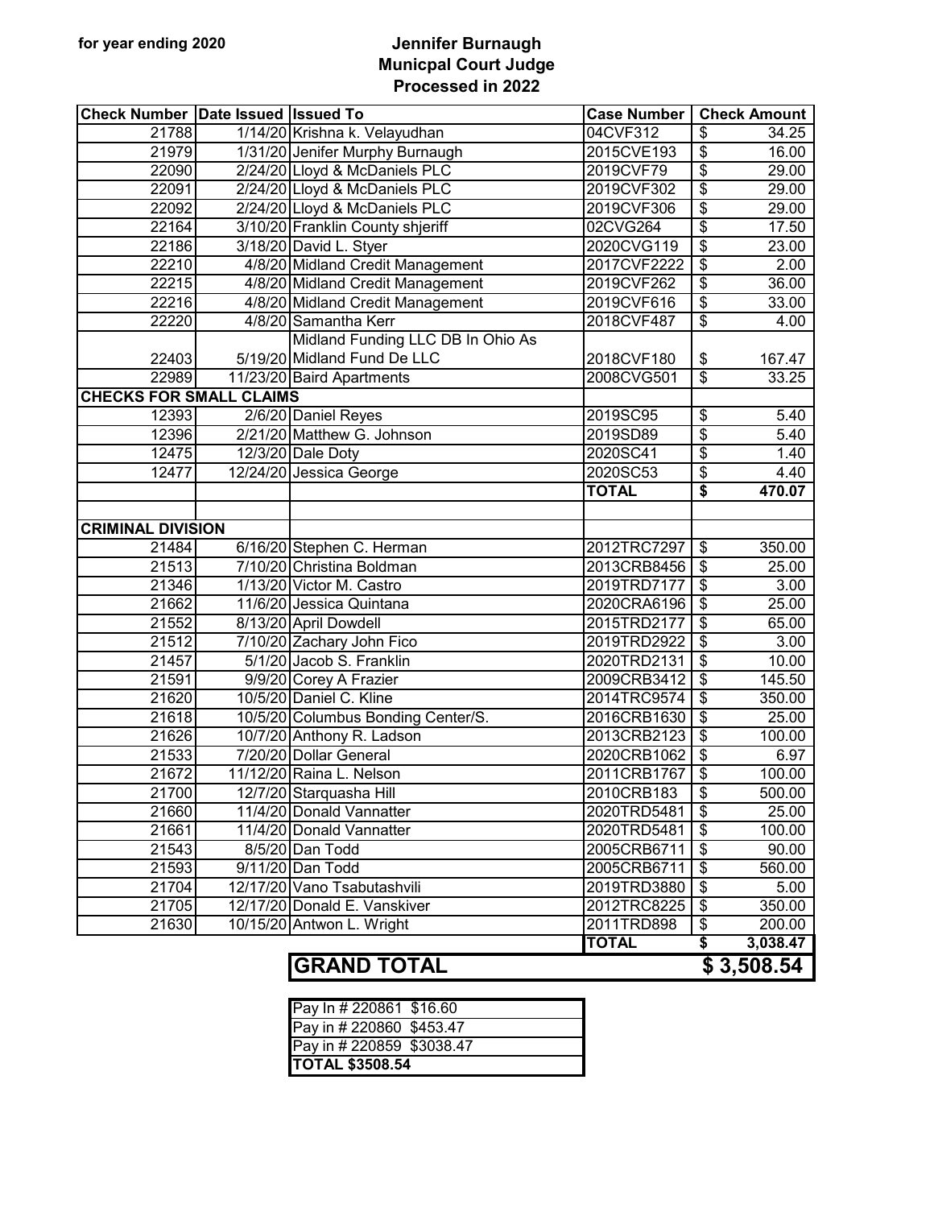**for year ending 2020**

**Jennifer Burnaugh**
**Municpal Court Judge**
**Processed in 2022**

| Check Number | Date Issued | Issued To | Case Number | Check Amount |
|---|---|---|---|---|
| 21788 | 1/14/20 | Krishna k. Velayudhan | 04CVF312 | $ 34.25 |
| 21979 | 1/31/20 | Jenifer Murphy Burnaugh | 2015CVE193 | $ 16.00 |
| 22090 | 2/24/20 | Lloyd & McDaniels PLC | 2019CVF79 | $ 29.00 |
| 22091 | 2/24/20 | Lloyd & McDaniels PLC | 2019CVF302 | $ 29.00 |
| 22092 | 2/24/20 | Lloyd & McDaniels PLC | 2019CVF306 | $ 29.00 |
| 22164 | 3/10/20 | Franklin County shjeriff | 02CVG264 | $ 17.50 |
| 22186 | 3/18/20 | David L. Styer | 2020CVG119 | $ 23.00 |
| 22210 | 4/8/20 | Midland Credit Management | 2017CVF2222 | $ 2.00 |
| 22215 | 4/8/20 | Midland Credit Management | 2019CVF262 | $ 36.00 |
| 22216 | 4/8/20 | Midland Credit Management | 2019CVF616 | $ 33.00 |
| 22220 | 4/8/20 | Samantha Kerr | 2018CVF487 | $ 4.00 |
| 22403 | 5/19/20 | Midland Funding LLC DB In Ohio As Midland Fund De LLC | 2018CVF180 | $ 167.47 |
| 22989 | 11/23/20 | Baird Apartments | 2008CVG501 | $ 33.25 |
| **CHECKS FOR SMALL CLAIMS** | | | | |
| 12393 | 2/6/20 | Daniel Reyes | 2019SC95 | $ 5.40 |
| 12396 | 2/21/20 | Matthew G. Johnson | 2019SD89 | $ 5.40 |
| 12475 | 12/3/20 | Dale Doty | 2020SC41 | $ 1.40 |
| 12477 | 12/24/20 | Jessica George | 2020SC53 | $ 4.40 |
| | | | **TOTAL** | **$ 470.07** |
| | | | | |
| **CRIMINAL DIVISION** | | | | |
| 21484 | 6/16/20 | Stephen C. Herman | 2012TRC7297 | $ 350.00 |
| 21513 | 7/10/20 | Christina Boldman | 2013CRB8456 | $ 25.00 |
| 21346 | 1/13/20 | Victor M. Castro | 2019TRD7177 | $ 3.00 |
| 21662 | 11/6/20 | Jessica Quintana | 2020CRA6196 | $ 25.00 |
| 21552 | 8/13/20 | April Dowdell | 2015TRD2177 | $ 65.00 |
| 21512 | 7/10/20 | Zachary John Fico | 2019TRD2922 | $ 3.00 |
| 21457 | 5/1/20 | Jacob S. Franklin | 2020TRD2131 | $ 10.00 |
| 21591 | 9/9/20 | Corey A Frazier | 2009CRB3412 | $ 145.50 |
| 21620 | 10/5/20 | Daniel C. Kline | 2014TRC9574 | $ 350.00 |
| 21618 | 10/5/20 | Columbus Bonding Center/S. | 2016CRB1630 | $ 25.00 |
| 21626 | 10/7/20 | Anthony R. Ladson | 2013CRB2123 | $ 100.00 |
| 21533 | 7/20/20 | Dollar General | 2020CRB1062 | $ 6.97 |
| 21672 | 11/12/20 | Raina L. Nelson | 2011CRB1767 | $ 100.00 |
| 21700 | 12/7/20 | Starquasha Hill | 2010CRB183 | $ 500.00 |
| 21660 | 11/4/20 | Donald Vannatter | 2020TRD5481 | $ 25.00 |
| 21661 | 11/4/20 | Donald Vannatter | 2020TRD5481 | $ 100.00 |
| 21543 | 8/5/20 | Dan Todd | 2005CRB6711 | $ 90.00 |
| 21593 | 9/11/20 | Dan Todd | 2005CRB6711 | $ 560.00 |
| 21704 | 12/17/20 | Vano Tsabutashvili | 2019TRD3880 | $ 5.00 |
| 21705 | 12/17/20 | Donald E. Vanskiver | 2012TRC8225 | $ 350.00 |
| 21630 | 10/15/20 | Antwon L. Wright | 2011TRD898 | $ 200.00 |
| | | | **TOTAL** | **$ 3,038.47** |
| | | **GRAND TOTAL** | | **$ 3,508.54** |

| Pay In # 220861 $16.60 |
|---|
| Pay in # 220860 $453.47 |
| Pay in # 220859 $3038.47 |
| **TOTAL $3508.54** |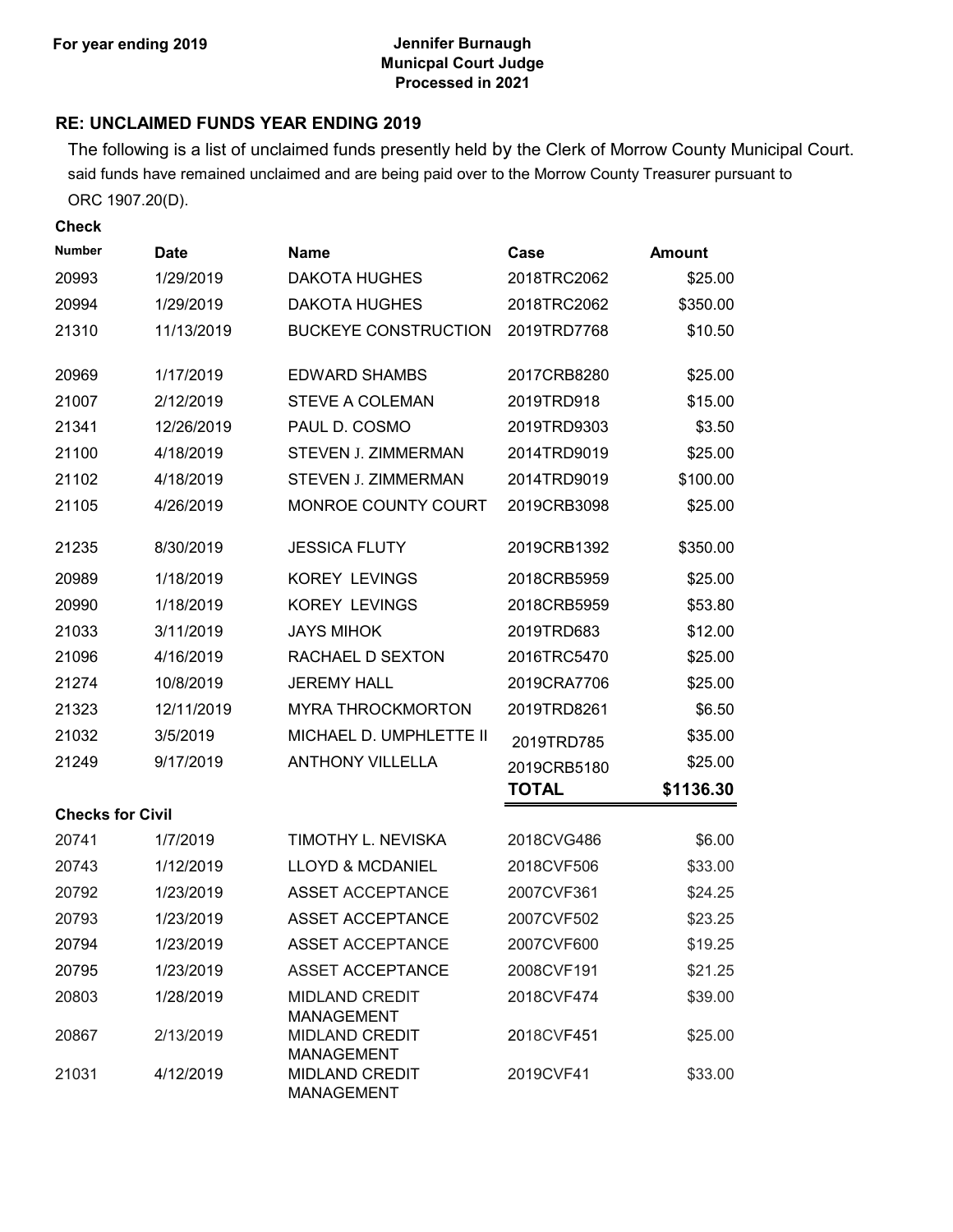**For year ending 2019**

**Jennifer Burnaugh**
**Municpal Court Judge**
**Processed in 2021**

## RE: UNCLAIMED FUNDS YEAR ENDING 2019

The following is a list of unclaimed funds presently held by the Clerk of Morrow County Municipal Court. said funds have remained unclaimed and are being paid over to the Morrow County Treasurer pursuant to ORC 1907.20(D).

| Check Number | Date | Name | Case | Amount |
|---|---|---|---|---|
| 20993 | 1/29/2019 | DAKOTA HUGHES | 2018TRC2062 | $25.00 |
| 20994 | 1/29/2019 | DAKOTA HUGHES | 2018TRC2062 | $350.00 |
| 21310 | 11/13/2019 | BUCKEYE CONSTRUCTION | 2019TRD7768 | $10.50 |
| 20969 | 1/17/2019 | EDWARD SHAMBS | 2017CRB8280 | $25.00 |
| 21007 | 2/12/2019 | STEVE A COLEMAN | 2019TRD918 | $15.00 |
| 21341 | 12/26/2019 | PAUL D. COSMO | 2019TRD9303 | $3.50 |
| 21100 | 4/18/2019 | STEVEN J. ZIMMERMAN | 2014TRD9019 | $25.00 |
| 21102 | 4/18/2019 | STEVEN J. ZIMMERMAN | 2014TRD9019 | $100.00 |
| 21105 | 4/26/2019 | MONROE COUNTY COURT | 2019CRB3098 | $25.00 |
| 21235 | 8/30/2019 | JESSICA FLUTY | 2019CRB1392 | $350.00 |
| 20989 | 1/18/2019 | KOREY LEVINGS | 2018CRB5959 | $25.00 |
| 20990 | 1/18/2019 | KOREY LEVINGS | 2018CRB5959 | $53.80 |
| 21033 | 3/11/2019 | JAYS MIHOK | 2019TRD683 | $12.00 |
| 21096 | 4/16/2019 | RACHAEL D SEXTON | 2016TRC5470 | $25.00 |
| 21274 | 10/8/2019 | JEREMY HALL | 2019CRA7706 | $25.00 |
| 21323 | 12/11/2019 | MYRA THROCKMORTON | 2019TRD8261 | $6.50 |
| 21032 | 3/5/2019 | MICHAEL D. UMPHLETTE II | 2019TRD785 | $35.00 |
| 21249 | 9/17/2019 | ANTHONY VILLELLA | 2019CRB5180 | $25.00 |
| | | | **TOTAL** | **$1136.30** |

**Checks for Civil**

| Check Number | Date | Name | Case | Amount |
|---|---|---|---|---|
| 20741 | 1/7/2019 | TIMOTHY L. NEVISKA | 2018CVG486 | $6.00 |
| 20743 | 1/12/2019 | LLOYD & MCDANIEL | 2018CVF506 | $33.00 |
| 20792 | 1/23/2019 | ASSET ACCEPTANCE | 2007CVF361 | $24.25 |
| 20793 | 1/23/2019 | ASSET ACCEPTANCE | 2007CVF502 | $23.25 |
| 20794 | 1/23/2019 | ASSET ACCEPTANCE | 2007CVF600 | $19.25 |
| 20795 | 1/23/2019 | ASSET ACCEPTANCE | 2008CVF191 | $21.25 |
| 20803 | 1/28/2019 | MIDLAND CREDIT MANAGEMENT | 2018CVF474 | $39.00 |
| 20867 | 2/13/2019 | MIDLAND CREDIT MANAGEMENT | 2018CVF451 | $25.00 |
| 21031 | 4/12/2019 | MIDLAND CREDIT MANAGEMENT | 2019CVF41 | $33.00 |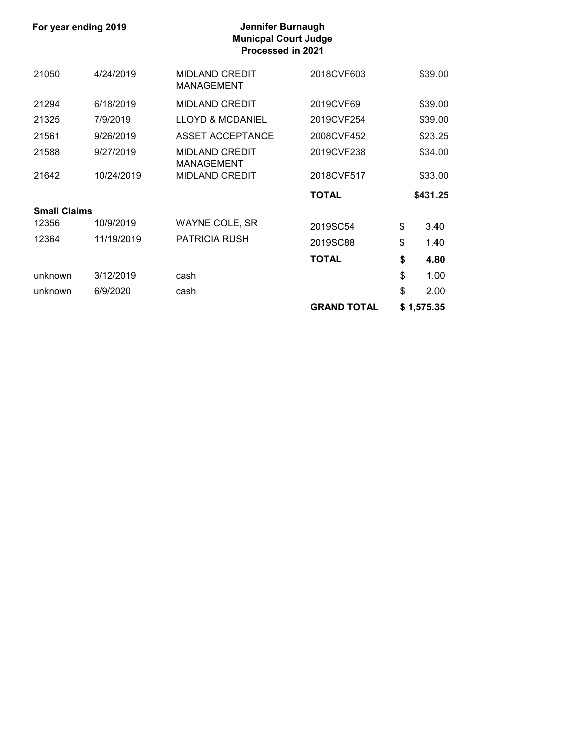**For year ending 2019**

**Jennifer Burnaugh**
**Municpal Court Judge**
**Processed in 2021**

| | | | | |
|---|---|---|---|---|
| 21050 | 4/24/2019 | MIDLAND CREDIT MANAGEMENT | 2018CVF603 | $39.00 |
| 21294 | 6/18/2019 | MIDLAND CREDIT | 2019CVF69 | $39.00 |
| 21325 | 7/9/2019 | LLOYD & MCDANIEL | 2019CVF254 | $39.00 |
| 21561 | 9/26/2019 | ASSET ACCEPTANCE | 2008CVF452 | $23.25 |
| 21588 | 9/27/2019 | MIDLAND CREDIT MANAGEMENT | 2019CVF238 | $34.00 |
| 21642 | 10/24/2019 | MIDLAND CREDIT | 2018CVF517 | $33.00 |
| | | | **TOTAL** | **$431.25** |
| **Small Claims** | | | | |
| 12356 | 10/9/2019 | WAYNE COLE, SR | 2019SC54 | $ 3.40 |
| 12364 | 11/19/2019 | PATRICIA RUSH | 2019SC88 | $ 1.40 |
| | | | **TOTAL** | **$ 4.80** |
| unknown | 3/12/2019 | cash | | $ 1.00 |
| unknown | 6/9/2020 | cash | | $ 2.00 |
| | | | **GRAND TOTAL** | **$ 1,575.35** |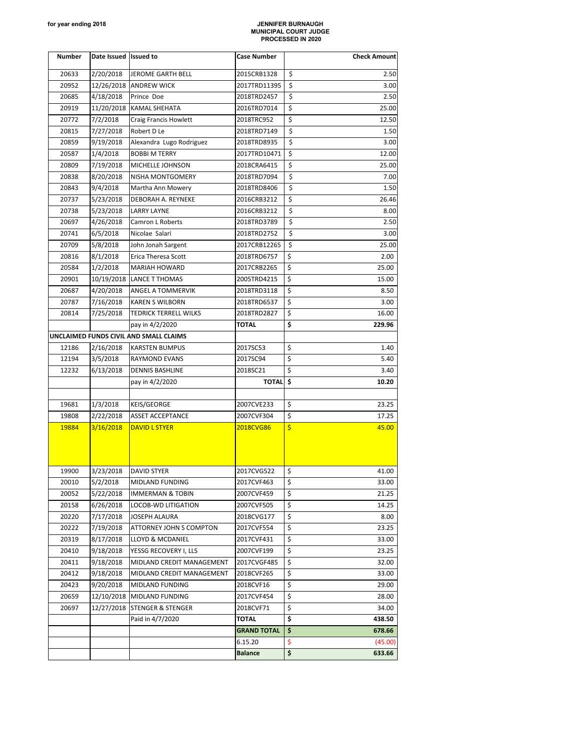**for year ending 2018**

**JENNIFER BURNAUGH**
**MUNICIPAL COURT JUDGE**
**PROCESSED IN 2020**

| Number | Date Issued | Issued to | Case Number | Check Amount |
|---|---|---|---|---|
| 20633 | 2/20/2018 | JEROME GARTH BELL | 2015CRB1328 | $ 2.50 |
| 20952 | 12/26/2018 | ANDREW WICK | 2017TRD11395 | $ 3.00 |
| 20685 | 4/18/2018 | Prince Doe | 2018TRD2457 | $ 2.50 |
| 20919 | 11/20/2018 | KAMAL SHEHATA | 2016TRD7014 | $ 25.00 |
| 20772 | 7/2/2018 | Craig Francis Howlett | 2018TRC952 | $ 12.50 |
| 20815 | 7/27/2018 | Robert D Le | 2018TRD7149 | $ 1.50 |
| 20859 | 9/19/2018 | Alexandra Lugo Rodriguez | 2018TRD8935 | $ 3.00 |
| 20587 | 1/4/2018 | BOBBI M TERRY | 2017TRD10471 | $ 12.00 |
| 20809 | 7/19/2018 | MICHELLE JOHNSON | 2018CRA6415 | $ 25.00 |
| 20838 | 8/20/2018 | NISHA MONTGOMERY | 2018TRD7094 | $ 7.00 |
| 20843 | 9/4/2018 | Martha Ann Mowery | 2018TRD8406 | $ 1.50 |
| 20737 | 5/23/2018 | DEBORAH A. REYNEKE | 2016CRB3212 | $ 26.46 |
| 20738 | 5/23/2018 | LARRY LAYNE | 2016CRB3212 | $ 8.00 |
| 20697 | 4/26/2018 | Camron L Roberts | 2018TRD3789 | $ 2.50 |
| 20741 | 6/5/2018 | Nicolae Salari | 2018TRD2752 | $ 3.00 |
| 20709 | 5/8/2018 | John Jonah Sargent | 2017CRB12265 | $ 25.00 |
| 20816 | 8/1/2018 | Erica Theresa Scott | 2018TRD6757 | $ 2.00 |
| 20584 | 1/2/2018 | MARIAH HOWARD | 2017CRB2265 | $ 25.00 |
| 20901 | 10/19/2018 | LANCE T THOMAS | 2005TRD4215 | $ 15.00 |
| 20687 | 4/20/2018 | ANGEL A TOMMERVIK | 2018TRD3118 | $ 8.50 |
| 20787 | 7/16/2018 | KAREN S WILBORN | 2018TRD6537 | $ 3.00 |
| 20814 | 7/25/2018 | TEDRICK TERRELL WILKS | 2018TRD2827 | $ 16.00 |
| | | pay in 4/2/2020 | **TOTAL** | **$ 229.96** |
| **UNCLAIMED FUNDS CIVIL AND SMALL CLAIMS** | | | | |
| 12186 | 2/16/2018 | KARSTEN BUMPUS | 2017SC53 | $ 1.40 |
| 12194 | 3/5/2018 | RAYMOND EVANS | 2017SC94 | $ 5.40 |
| 12232 | 6/13/2018 | DENNIS BASHLINE | 2018SC21 | $ 3.40 |
| | | pay in 4/2/2020 | **TOTAL** | **$ 10.20** |
| | | | | |
| 19681 | 1/3/2018 | KEIS/GEORGE | 2007CVE233 | $ 23.25 |
| 19808 | 2/22/2018 | ASSET ACCEPTANCE | 2007CVF304 | $ 17.25 |
| 19884 | 3/16/2018 | DAVID L STYER | 2018CVG86 | $ 45.00 |
| 19900 | 3/23/2018 | DAVID STYER | 2017CVG522 | $ 41.00 |
| 20010 | 5/2/2018 | MIDLAND FUNDING | 2017CVF463 | $ 33.00 |
| 20052 | 5/22/2018 | IMMERMAN & TOBIN | 2007CVF459 | $ 21.25 |
| 20158 | 6/26/2018 | LOCOB-WD LITIGATION | 2007CVF505 | $ 14.25 |
| 20220 | 7/17/2018 | JOSEPH ALAURA | 2018CVG177 | $ 8.00 |
| 20222 | 7/19/2018 | ATTORNEY JOHN S COMPTON | 2017CVF554 | $ 23.25 |
| 20319 | 8/17/2018 | LLOYD & MCDANIEL | 2017CVF431 | $ 33.00 |
| 20410 | 9/18/2018 | YESSG RECOVERY I, LLS | 2007CVF199 | $ 23.25 |
| 20411 | 9/18/2018 | MIDLAND CREDIT MANAGEMENT | 2017CVGF485 | $ 32.00 |
| 20412 | 9/18/2018 | MIDLAND CREDIT MANAGEMENT | 2018CVF265 | $ 33.00 |
| 20423 | 9/20/2018 | MIDLAND FUNDING | 2018CVF16 | $ 29.00 |
| 20659 | 12/10/2018 | MIDLAND FUNDING | 2017CVF454 | $ 28.00 |
| 20697 | 12/27/2018 | STENGER & STENGER | 2018CVF71 | $ 34.00 |
| | | Paid in 4/7/2020 | **TOTAL** | **$ 438.50** |
| | | | **GRAND TOTAL** | **$ 678.66** |
| | | | 6.15.20 | $ (45.00) |
| | | | **Balance** | **$ 633.66** |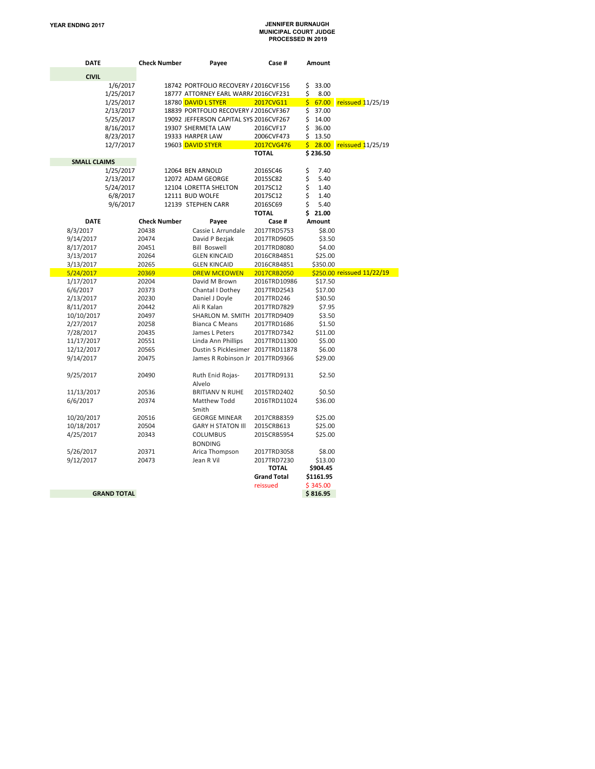**YEAR ENDING 2017**

**JENNIFER BURNAUGH**
**MUNICIPAL COURT JUDGE**
**PROCESSED IN 2019**

| DATE | Check Number | Payee | Case # | Amount | |
|---|---|---|---|---|---|
| **CIVIL** | | | | | |
| 1/6/2017 | 18742 | PORTFOLIO RECOVERY / | 2016CVF156 | $ 33.00 | |
| 1/25/2017 | 18777 | ATTORNEY EARL WARR/ | 2016CVF231 | $ 8.00 | |
| 1/25/2017 | 18780 | DAVID L STYER | 2017CVG11 | $ 67.00 | reissued 11/25/19 |
| 2/13/2017 | 18839 | PORTFOLIO RECOVERY / | 2016CVF367 | $ 37.00 | |
| 5/25/2017 | 19092 | JEFFERSON CAPITAL SYS | 2016CVF267 | $ 14.00 | |
| 8/16/2017 | 19307 | SHERMETA LAW | 2016CVF17 | $ 36.00 | |
| 8/23/2017 | 19333 | HARPER LAW | 2006CVF473 | $ 13.50 | |
| 12/7/2017 | 19603 | DAVID STYER | 2017CVG476 | $ 28.00 | reissued 11/25/19 |
| | | | **TOTAL** | **$ 236.50** | |
| **SMALL CLAIMS** | | | | | |
| 1/25/2017 | 12064 | BEN ARNOLD | 2016SC46 | $ 7.40 | |
| 2/13/2017 | 12072 | ADAM GEORGE | 2015SC82 | $ 5.40 | |
| 5/24/2017 | 12104 | LORETTA SHELTON | 2017SC12 | $ 1.40 | |
| 6/8/2017 | 12111 | BUD WOLFE | 2017SC12 | $ 1.40 | |
| 9/6/2017 | 12139 | STEPHEN CARR | 2016SC69 | $ 5.40 | |
| | | | **TOTAL** | **$ 21.00** | |

| DATE | Check Number | Payee | Case # | Amount | |
|---|---|---|---|---|---|
| 8/3/2017 | 20438 | Cassie L Arrundale | 2017TRD5753 | $8.00 | |
| 9/14/2017 | 20474 | David P Bezjak | 2017TRD9605 | $3.50 | |
| 8/17/2017 | 20451 | Bill Boswell | 2017TRD8080 | $4.00 | |
| 3/13/2017 | 20264 | GLEN KINCAID | 2016CRB4851 | $25.00 | |
| 3/13/2017 | 20265 | GLEN KINCAID | 2016CRB4851 | $350.00 | |
| 5/24/2017 | 20369 | DREW MCEOWEN | 2017CRB2050 | $250.00 | reissued 11/22/19 |
| 1/17/2017 | 20204 | David M Brown | 2016TRD10986 | $17.50 | |
| 6/6/2017 | 20373 | Chantal I Dothey | 2017TRD2543 | $17.00 | |
| 2/13/2017 | 20230 | Daniel J Doyle | 2017TRD246 | $30.50 | |
| 8/11/2017 | 20442 | Ali R Kalan | 2017TRD7829 | $7.95 | |
| 10/10/2017 | 20497 | SHARLON M. SMITH | 2017TRD9409 | $3.50 | |
| 2/27/2017 | 20258 | Bianca C Means | 2017TRD1686 | $1.50 | |
| 7/28/2017 | 20435 | James L Peters | 2017TRD7342 | $11.00 | |
| 11/17/2017 | 20551 | Linda Ann Phillips | 2017TRD11300 | $5.00 | |
| 12/12/2017 | 20565 | Dustin S Picklesimer | 2017TRD11878 | $6.00 | |
| 9/14/2017 | 20475 | James R Robinson Jr | 2017TRD9366 | $29.00 | |
| 9/25/2017 | 20490 | Ruth Enid Rojas-Alvelo | 2017TRD9131 | $2.50 | |
| 11/13/2017 | 20536 | BRITIANV N RUHE | 2015TRD2402 | $0.50 | |
| 6/6/2017 | 20374 | Matthew Todd Smith | 2016TRD11024 | $36.00 | |
| 10/20/2017 | 20516 | GEORGE MINEAR | 2017CRB8359 | $25.00 | |
| 10/18/2017 | 20504 | GARY H STATON III | 2015CRB613 | $25.00 | |
| 4/25/2017 | 20343 | COLUMBUS BONDING | 2015CRB5954 | $25.00 | |
| 5/26/2017 | 20371 | Arica Thompson | 2017TRD3058 | $8.00 | |
| 9/12/2017 | 20473 | Jean R Vil | 2017TRD7230 | $13.00 | |
| | | | **TOTAL** | **$904.45** | |
| | | | **Grand Total** | **$1161.95** | |
| | | | reissued | $ 345.00 | |
| **GRAND TOTAL** | | | | **$ 816.95** | |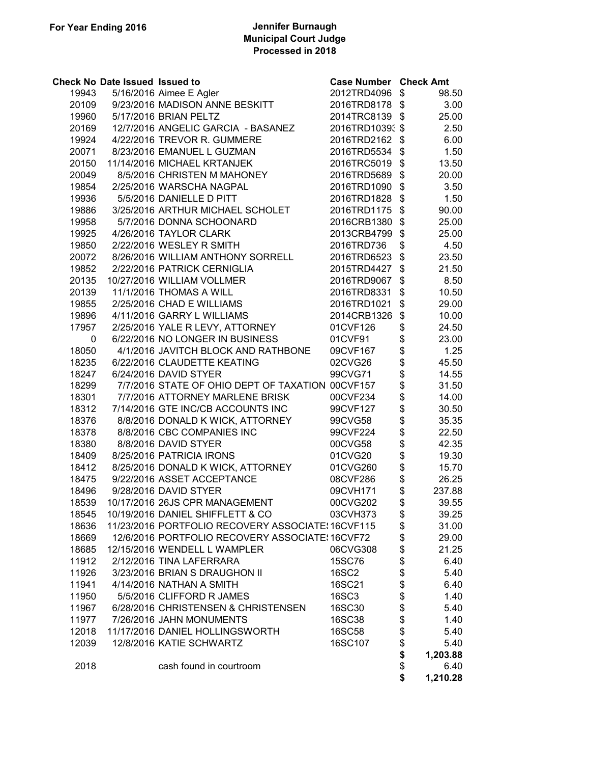**For Year Ending 2016**

**Jennifer Burnaugh**
**Municipal Court Judge**
**Processed in 2018**

| Check No | Date Issued | Issued to | Case Number | Check Amt |
|---|---|---|---|---|
| 19943 | 5/16/2016 | Aimee E Agler | 2012TRD4096 | $ 98.50 |
| 20109 | 9/23/2016 | MADISON ANNE BESKITT | 2016TRD8178 | $ 3.00 |
| 19960 | 5/17/2016 | BRIAN PELTZ | 2014TRC8139 | $ 25.00 |
| 20169 | 12/7/2016 | ANGELIC GARCIA - BASANEZ | 2016TRD10393 | $ 2.50 |
| 19924 | 4/22/2016 | TREVOR R. GUMMERE | 2016TRD2162 | $ 6.00 |
| 20071 | 8/23/2016 | EMANUEL L GUZMAN | 2016TRD5534 | $ 1.50 |
| 20150 | 11/14/2016 | MICHAEL KRTANJEK | 2016TRC5019 | $ 13.50 |
| 20049 | 8/5/2016 | CHRISTEN M MAHONEY | 2016TRD5689 | $ 20.00 |
| 19854 | 2/25/2016 | WARSCHA NAGPAL | 2016TRD1090 | $ 3.50 |
| 19936 | 5/5/2016 | DANIELLE D PITT | 2016TRD1828 | $ 1.50 |
| 19886 | 3/25/2016 | ARTHUR MICHAEL SCHOLET | 2016TRD1175 | $ 90.00 |
| 19958 | 5/7/2016 | DONNA SCHOONARD | 2016CRB1380 | $ 25.00 |
| 19925 | 4/26/2016 | TAYLOR CLARK | 2013CRB4799 | $ 25.00 |
| 19850 | 2/22/2016 | WESLEY R SMITH | 2016TRD736 | $ 4.50 |
| 20072 | 8/26/2016 | WILLIAM ANTHONY SORRELL | 2016TRD6523 | $ 23.50 |
| 19852 | 2/22/2016 | PATRICK CERNIGLIA | 2015TRD4427 | $ 21.50 |
| 20135 | 10/27/2016 | WILLIAM VOLLMER | 2016TRD9067 | $ 8.50 |
| 20139 | 11/1/2016 | THOMAS A WILL | 2016TRD8331 | $ 10.50 |
| 19855 | 2/25/2016 | CHAD E WILLIAMS | 2016TRD1021 | $ 29.00 |
| 19896 | 4/11/2016 | GARRY L WILLIAMS | 2014CRB1326 | $ 10.00 |
| 17957 | 2/25/2016 | YALE R LEVY, ATTORNEY | 01CVF126 | $ 24.50 |
| 0 | 6/22/2016 | NO LONGER IN BUSINESS | 01CVF91 | $ 23.00 |
| 18050 | 4/1/2016 | JAVITCH BLOCK AND RATHBONE | 09CVF167 | $ 1.25 |
| 18235 | 6/22/2016 | CLAUDETTE KEATING | 02CVG26 | $ 45.50 |
| 18247 | 6/24/2016 | DAVID STYER | 99CVG71 | $ 14.55 |
| 18299 | 7/7/2016 | STATE OF OHIO DEPT OF TAXATION | 00CVF157 | $ 31.50 |
| 18301 | 7/7/2016 | ATTORNEY MARLENE BRISK | 00CVF234 | $ 14.00 |
| 18312 | 7/14/2016 | GTE INC/CB ACCOUNTS INC | 99CVF127 | $ 30.50 |
| 18376 | 8/8/2016 | DONALD K WICK, ATTORNEY | 99CVG58 | $ 35.35 |
| 18378 | 8/8/2016 | CBC COMPANIES INC | 99CVF224 | $ 22.50 |
| 18380 | 8/8/2016 | DAVID STYER | 00CVG58 | $ 42.35 |
| 18409 | 8/25/2016 | PATRICIA IRONS | 01CVG20 | $ 19.30 |
| 18412 | 8/25/2016 | DONALD K WICK, ATTORNEY | 01CVG260 | $ 15.70 |
| 18475 | 9/22/2016 | ASSET ACCEPTANCE | 08CVF286 | $ 26.25 |
| 18496 | 9/28/2016 | DAVID STYER | 09CVH171 | $ 237.88 |
| 18539 | 10/17/2016 | 26JS CPR MANAGEMENT | 00CVG202 | $ 39.55 |
| 18545 | 10/19/2016 | DANIEL SHIFFLETT & CO | 03CVH373 | $ 39.25 |
| 18636 | 11/23/2016 | PORTFOLIO RECOVERY ASSOCIATES | 16CVF115 | $ 31.00 |
| 18669 | 12/6/2016 | PORTFOLIO RECOVERY ASSOCIATES | 16CVF72 | $ 29.00 |
| 18685 | 12/15/2016 | WENDELL L WAMPLER | 06CVG308 | $ 21.25 |
| 11912 | 2/12/2016 | TINA LAFERRARA | 15SC76 | $ 6.40 |
| 11926 | 3/23/2016 | BRIAN S DRAUGHON II | 16SC2 | $ 5.40 |
| 11941 | 4/14/2016 | NATHAN A SMITH | 16SC21 | $ 6.40 |
| 11950 | 5/5/2016 | CLIFFORD R JAMES | 16SC3 | $ 1.40 |
| 11967 | 6/28/2016 | CHRISTENSEN & CHRISTENSEN | 16SC30 | $ 5.40 |
| 11977 | 7/26/2016 | JAHN MONUMENTS | 16SC38 | $ 1.40 |
| 12018 | 11/17/2016 | DANIEL HOLLINGSWORTH | 16SC58 | $ 5.40 |
| 12039 | 12/8/2016 | KATIE SCHWARTZ | 16SC107 | $ 5.40 |
| | | | | **$ 1,203.88** |
| 2018 | | cash found in courtroom | | $ 6.40 |
| | | | | **$ 1,210.28** |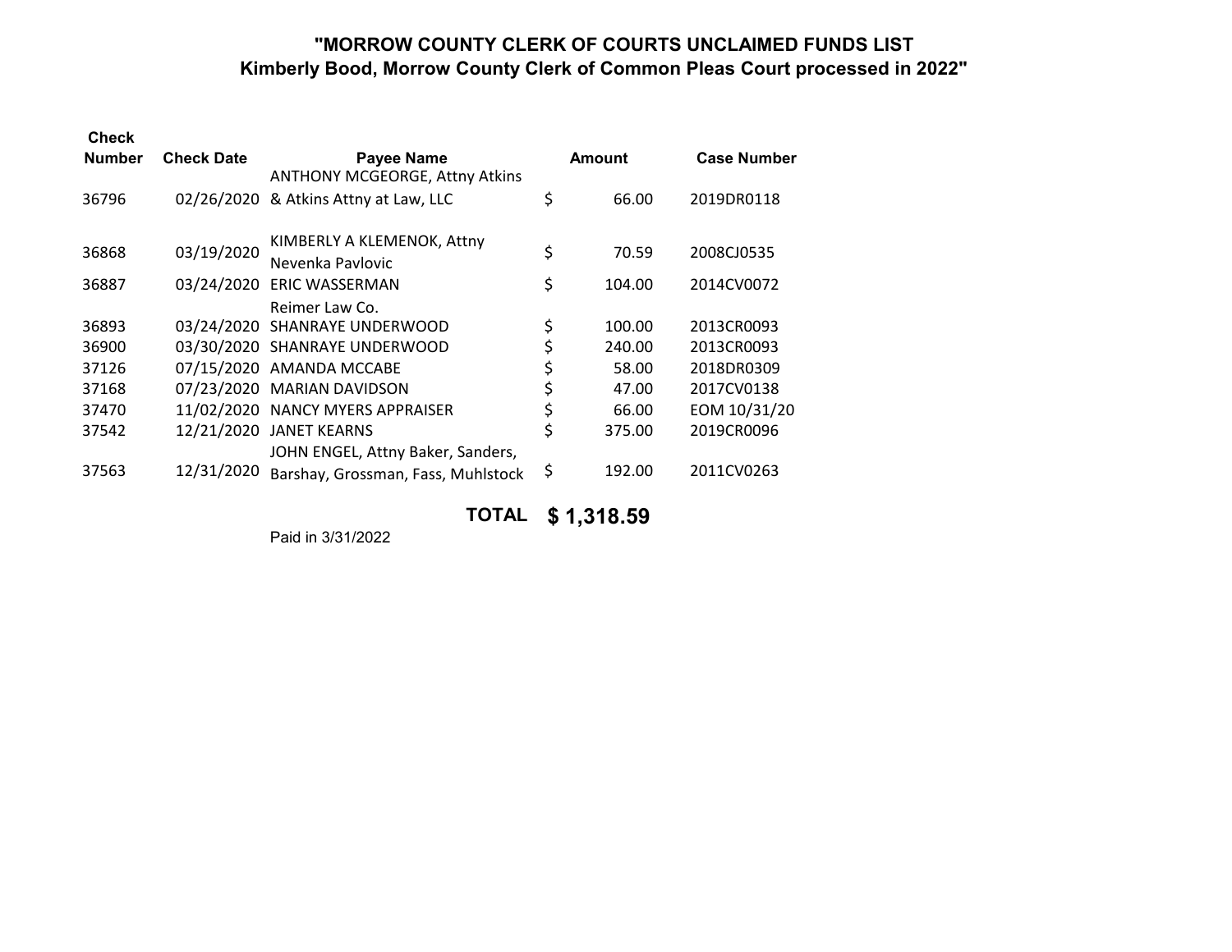## "MORROW COUNTY CLERK OF COURTS UNCLAIMED FUNDS LIST
## Kimberly Bood, Morrow County Clerk of Common Pleas Court processed in 2022"

| Check Number | Check Date | Payee Name | Amount | Case Number |
|---|---|---|---|---|
| 36796 | 02/26/2020 | ANTHONY MCGEORGE, Attny Atkins & Atkins Attny at Law, LLC | $ 66.00 | 2019DR0118 |
| 36868 | 03/19/2020 | KIMBERLY A KLEMENOK, Attny Nevenka Pavlovic | $ 70.59 | 2008CJ0535 |
| 36887 | 03/24/2020 | ERIC WASSERMAN Reimer Law Co. | $ 104.00 | 2014CV0072 |
| 36893 | 03/24/2020 | SHANRAYE UNDERWOOD | $ 100.00 | 2013CR0093 |
| 36900 | 03/30/2020 | SHANRAYE UNDERWOOD | $ 240.00 | 2013CR0093 |
| 37126 | 07/15/2020 | AMANDA MCCABE | $ 58.00 | 2018DR0309 |
| 37168 | 07/23/2020 | MARIAN DAVIDSON | $ 47.00 | 2017CV0138 |
| 37470 | 11/02/2020 | NANCY MYERS APPRAISER | $ 66.00 | EOM 10/31/20 |
| 37542 | 12/21/2020 | JANET KEARNS | $ 375.00 | 2019CR0096 |
| 37563 | 12/31/2020 | JOHN ENGEL, Attny Baker, Sanders, Barshay, Grossman, Fass, Muhlstock | $ 192.00 | 2011CV0263 |
| | | **TOTAL** | **$ 1,318.59** | |

Paid in 3/31/2022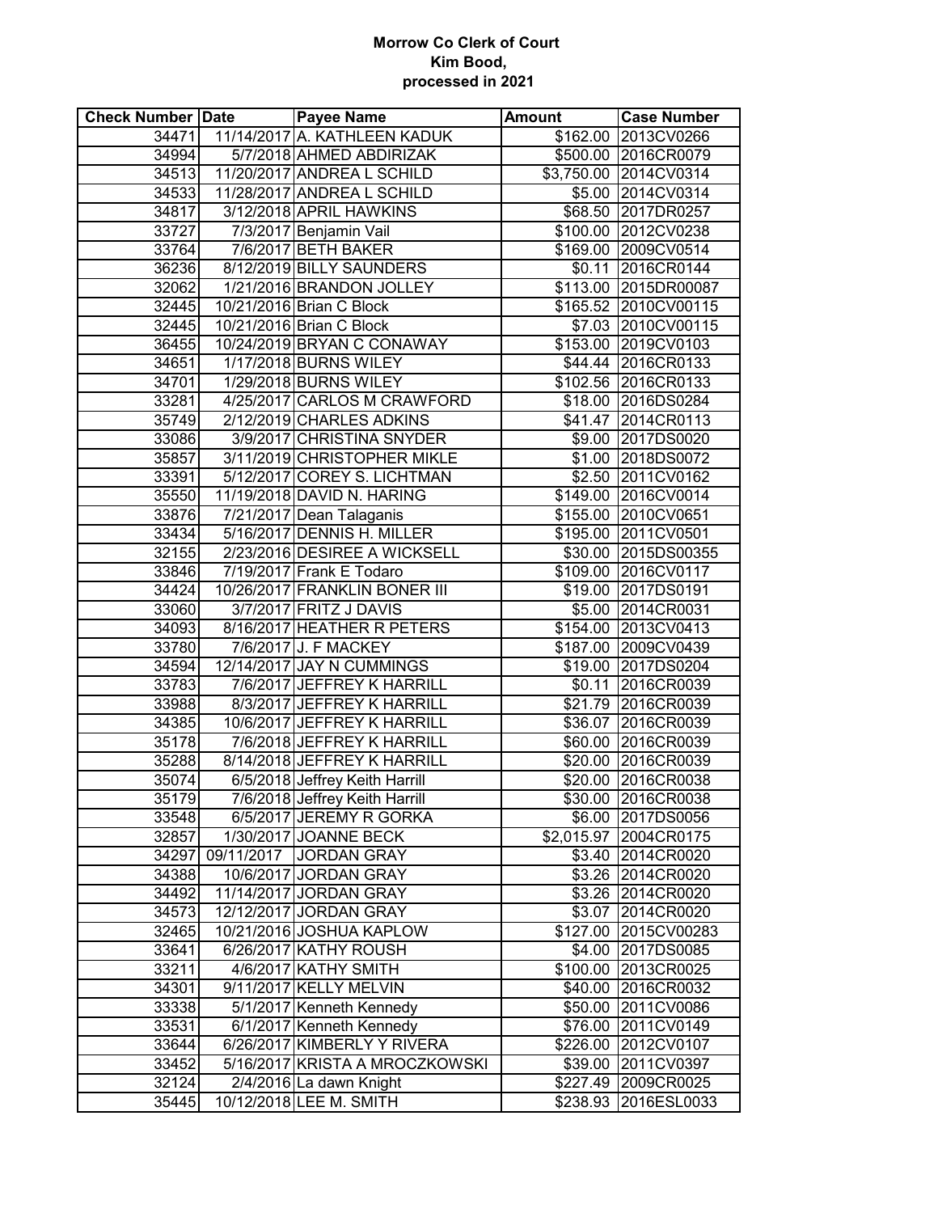**Morrow Co Clerk of Court**
**Kim Bood,**
**processed in 2021**

| Check Number | Date | Payee Name | Amount | Case Number |
|---|---|---|---|---|
| 34471 | 11/14/2017 | A. KATHLEEN KADUK | $162.00 | 2013CV0266 |
| 34994 | 5/7/2018 | AHMED ABDIRIZAK | $500.00 | 2016CR0079 |
| 34513 | 11/20/2017 | ANDREA L SCHILD | $3,750.00 | 2014CV0314 |
| 34533 | 11/28/2017 | ANDREA L SCHILD | $5.00 | 2014CV0314 |
| 34817 | 3/12/2018 | APRIL HAWKINS | $68.50 | 2017DR0257 |
| 33727 | 7/3/2017 | Benjamin Vail | $100.00 | 2012CV0238 |
| 33764 | 7/6/2017 | BETH BAKER | $169.00 | 2009CV0514 |
| 36236 | 8/12/2019 | BILLY SAUNDERS | $0.11 | 2016CR0144 |
| 32062 | 1/21/2016 | BRANDON JOLLEY | $113.00 | 2015DR00087 |
| 32445 | 10/21/2016 | Brian C Block | $165.52 | 2010CV00115 |
| 32445 | 10/21/2016 | Brian C Block | $7.03 | 2010CV00115 |
| 36455 | 10/24/2019 | BRYAN C CONAWAY | $153.00 | 2019CV0103 |
| 34651 | 1/17/2018 | BURNS WILEY | $44.44 | 2016CR0133 |
| 34701 | 1/29/2018 | BURNS WILEY | $102.56 | 2016CR0133 |
| 33281 | 4/25/2017 | CARLOS M CRAWFORD | $18.00 | 2016DS0284 |
| 35749 | 2/12/2019 | CHARLES ADKINS | $41.47 | 2014CR0113 |
| 33086 | 3/9/2017 | CHRISTINA SNYDER | $9.00 | 2017DS0020 |
| 35857 | 3/11/2019 | CHRISTOPHER MIKLE | $1.00 | 2018DS0072 |
| 33391 | 5/12/2017 | COREY S. LICHTMAN | $2.50 | 2011CV0162 |
| 35550 | 11/19/2018 | DAVID N. HARING | $149.00 | 2016CV0014 |
| 33876 | 7/21/2017 | Dean Talaganis | $155.00 | 2010CV0651 |
| 33434 | 5/16/2017 | DENNIS H. MILLER | $195.00 | 2011CV0501 |
| 32155 | 2/23/2016 | DESIREE A WICKSELL | $30.00 | 2015DS00355 |
| 33846 | 7/19/2017 | Frank E Todaro | $109.00 | 2016CV0117 |
| 34424 | 10/26/2017 | FRANKLIN BONER III | $19.00 | 2017DS0191 |
| 33060 | 3/7/2017 | FRITZ J DAVIS | $5.00 | 2014CR0031 |
| 34093 | 8/16/2017 | HEATHER R PETERS | $154.00 | 2013CV0413 |
| 33780 | 7/6/2017 | J. F MACKEY | $187.00 | 2009CV0439 |
| 34594 | 12/14/2017 | JAY N CUMMINGS | $19.00 | 2017DS0204 |
| 33783 | 7/6/2017 | JEFFREY K HARRILL | $0.11 | 2016CR0039 |
| 33988 | 8/3/2017 | JEFFREY K HARRILL | $21.79 | 2016CR0039 |
| 34385 | 10/6/2017 | JEFFREY K HARRILL | $36.07 | 2016CR0039 |
| 35178 | 7/6/2018 | JEFFREY K HARRILL | $60.00 | 2016CR0039 |
| 35288 | 8/14/2018 | JEFFREY K HARRILL | $20.00 | 2016CR0039 |
| 35074 | 6/5/2018 | Jeffrey Keith Harrill | $20.00 | 2016CR0038 |
| 35179 | 7/6/2018 | Jeffrey Keith Harrill | $30.00 | 2016CR0038 |
| 33548 | 6/5/2017 | JEREMY R GORKA | $6.00 | 2017DS0056 |
| 32857 | 1/30/2017 | JOANNE BECK | $2,015.97 | 2004CR0175 |
| 34297 | 09/11/2017 | JORDAN GRAY | $3.40 | 2014CR0020 |
| 34388 | 10/6/2017 | JORDAN GRAY | $3.26 | 2014CR0020 |
| 34492 | 11/14/2017 | JORDAN GRAY | $3.26 | 2014CR0020 |
| 34573 | 12/12/2017 | JORDAN GRAY | $3.07 | 2014CR0020 |
| 32465 | 10/21/2016 | JOSHUA KAPLOW | $127.00 | 2015CV00283 |
| 33641 | 6/26/2017 | KATHY ROUSH | $4.00 | 2017DS0085 |
| 33211 | 4/6/2017 | KATHY SMITH | $100.00 | 2013CR0025 |
| 34301 | 9/11/2017 | KELLY MELVIN | $40.00 | 2016CR0032 |
| 33338 | 5/1/2017 | Kenneth Kennedy | $50.00 | 2011CV0086 |
| 33531 | 6/1/2017 | Kenneth Kennedy | $76.00 | 2011CV0149 |
| 33644 | 6/26/2017 | KIMBERLY Y RIVERA | $226.00 | 2012CV0107 |
| 33452 | 5/16/2017 | KRISTA A MROCZKOWSKI | $39.00 | 2011CV0397 |
| 32124 | 2/4/2016 | La dawn Knight | $227.49 | 2009CR0025 |
| 35445 | 10/12/2018 | LEE M. SMITH | $238.93 | 2016ESL0033 |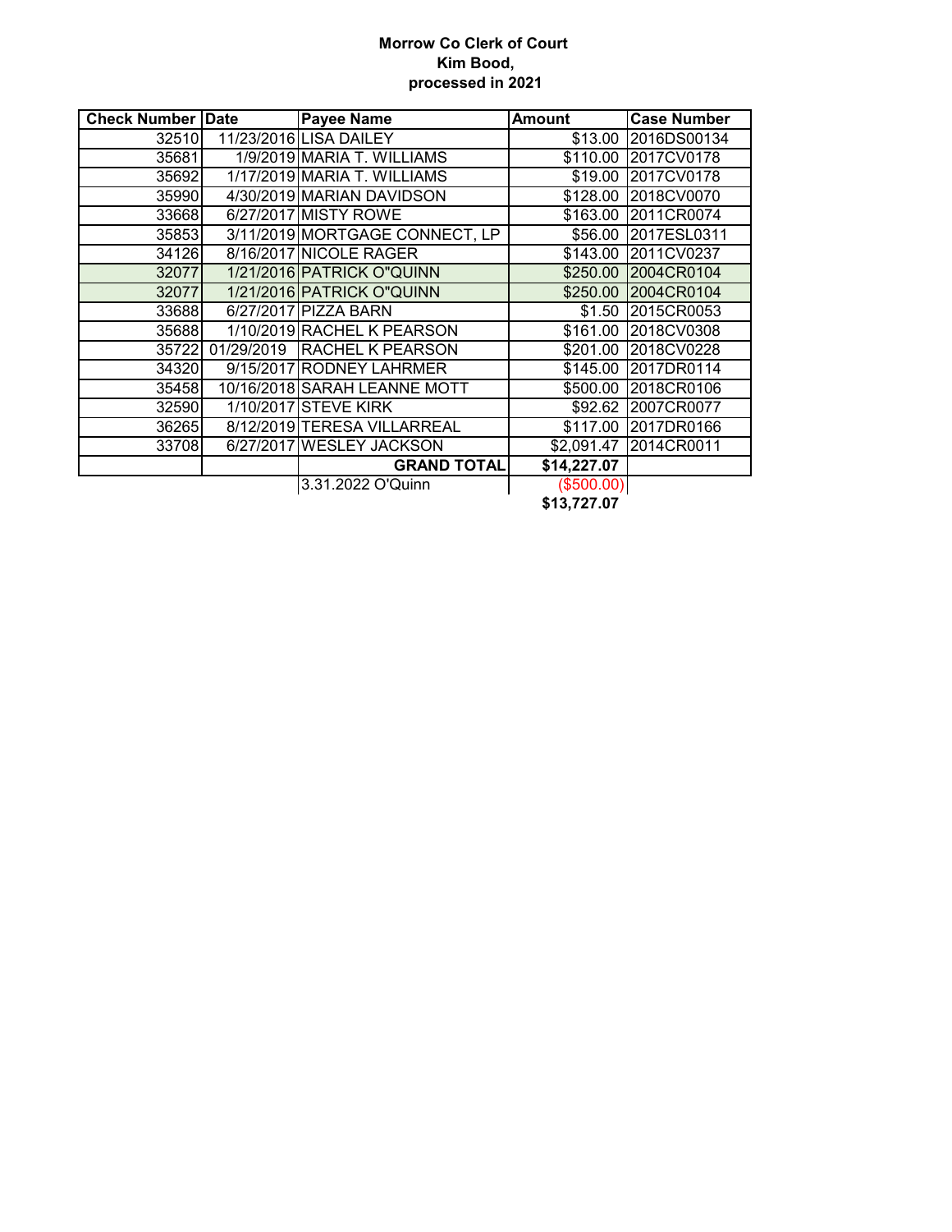**Morrow Co Clerk of Court**
**Kim Bood,**
**processed in 2021**

| Check Number | Date | Payee Name | Amount | Case Number |
|---|---|---|---|---|
| 32510 | 11/23/2016 | LISA DAILEY | $13.00 | 2016DS00134 |
| 35681 | 1/9/2019 | MARIA T. WILLIAMS | $110.00 | 2017CV0178 |
| 35692 | 1/17/2019 | MARIA T. WILLIAMS | $19.00 | 2017CV0178 |
| 35990 | 4/30/2019 | MARIAN DAVIDSON | $128.00 | 2018CV0070 |
| 33668 | 6/27/2017 | MISTY ROWE | $163.00 | 2011CR0074 |
| 35853 | 3/11/2019 | MORTGAGE CONNECT, LP | $56.00 | 2017ESL0311 |
| 34126 | 8/16/2017 | NICOLE RAGER | $143.00 | 2011CV0237 |
| 32077 | 1/21/2016 | PATRICK O"QUINN | $250.00 | 2004CR0104 |
| 32077 | 1/21/2016 | PATRICK O"QUINN | $250.00 | 2004CR0104 |
| 33688 | 6/27/2017 | PIZZA BARN | $1.50 | 2015CR0053 |
| 35688 | 1/10/2019 | RACHEL K PEARSON | $161.00 | 2018CV0308 |
| 35722 | 01/29/2019 | RACHEL K PEARSON | $201.00 | 2018CV0228 |
| 34320 | 9/15/2017 | RODNEY LAHRMER | $145.00 | 2017DR0114 |
| 35458 | 10/16/2018 | SARAH LEANNE MOTT | $500.00 | 2018CR0106 |
| 32590 | 1/10/2017 | STEVE KIRK | $92.62 | 2007CR0077 |
| 36265 | 8/12/2019 | TERESA VILLARREAL | $117.00 | 2017DR0166 |
| 33708 | 6/27/2017 | WESLEY JACKSON | $2,091.47 | 2014CR0011 |
| | | **GRAND TOTAL** | **$14,227.07** | |
| | | 3.31.2022 O'Quinn | ($500.00) | |
| | | | **$13,727.07** | |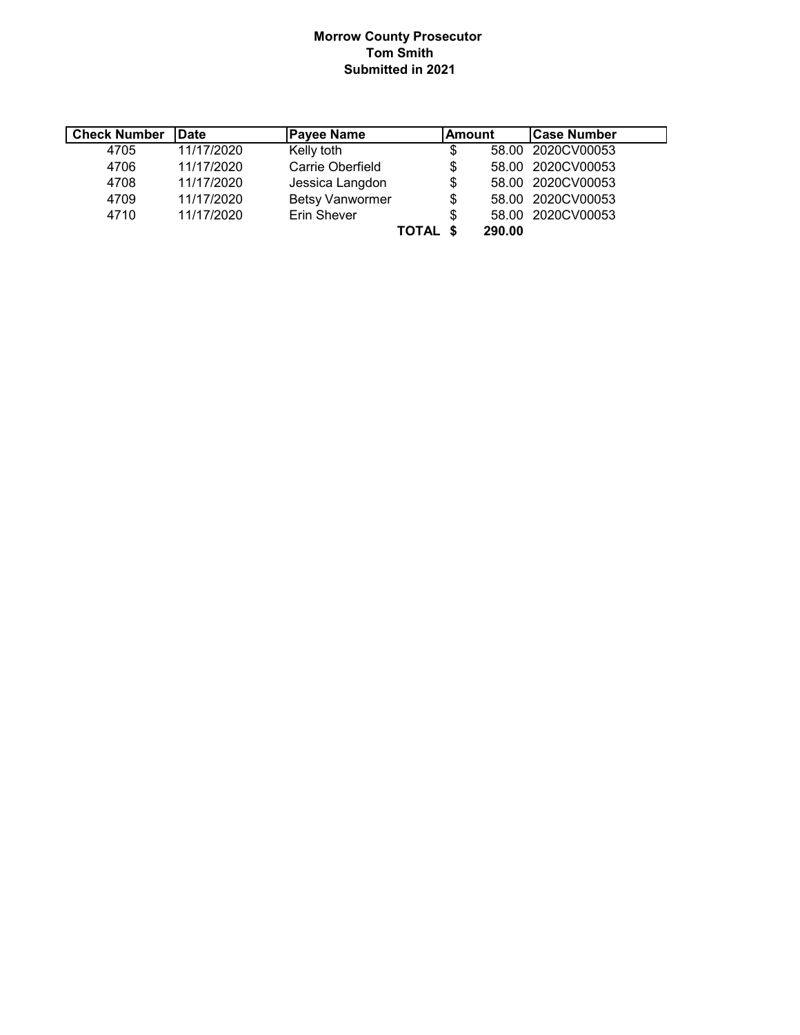**Morrow County Prosecutor**
**Tom Smith**
**Submitted in 2021**

| Check Number | Date | Payee Name | Amount | Case Number |
|---|---|---|---|---|
| 4705 | 11/17/2020 | Kelly toth | $ 58.00 | 2020CV00053 |
| 4706 | 11/17/2020 | Carrie Oberfield | $ 58.00 | 2020CV00053 |
| 4708 | 11/17/2020 | Jessica Langdon | $ 58.00 | 2020CV00053 |
| 4709 | 11/17/2020 | Betsy Vanwormer | $ 58.00 | 2020CV00053 |
| 4710 | 11/17/2020 | Erin Shever | $ 58.00 | 2020CV00053 |
| | | **TOTAL** | **$ 290.00** | |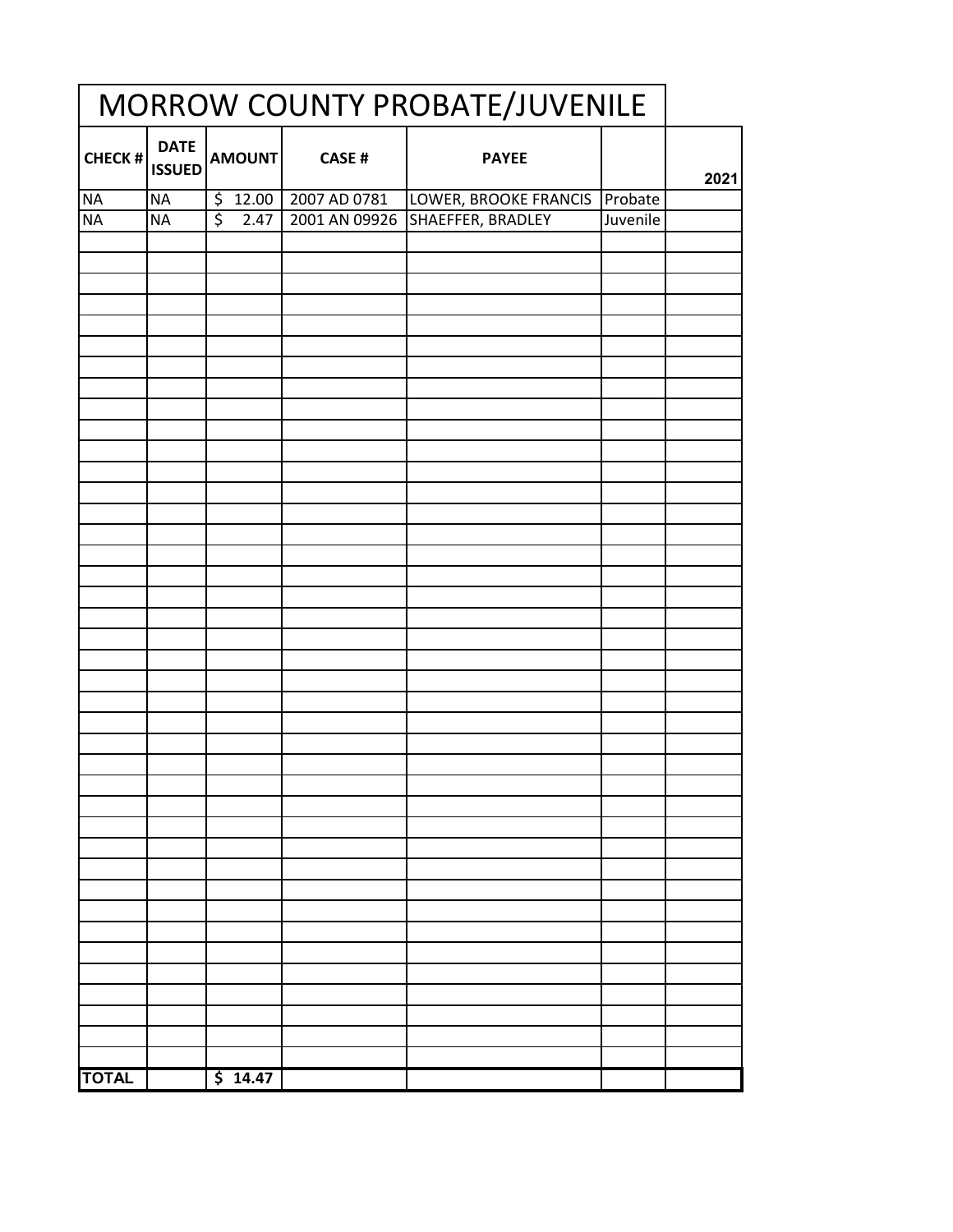# MORROW COUNTY PROBATE/JUVENILE

| CHECK # | DATE ISSUED | AMOUNT | CASE # | PAYEE | | 2021 |
|---|---|---|---|---|---|---|
| NA | NA | $ 12.00 | 2007 AD 0781 | LOWER, BROOKE FRANCIS | Probate | |
| NA | NA | $ 2.47 | 2001 AN 09926 | SHAEFFER, BRADLEY | Juvenile | |
| **TOTAL** | | **$ 14.47** | | | | |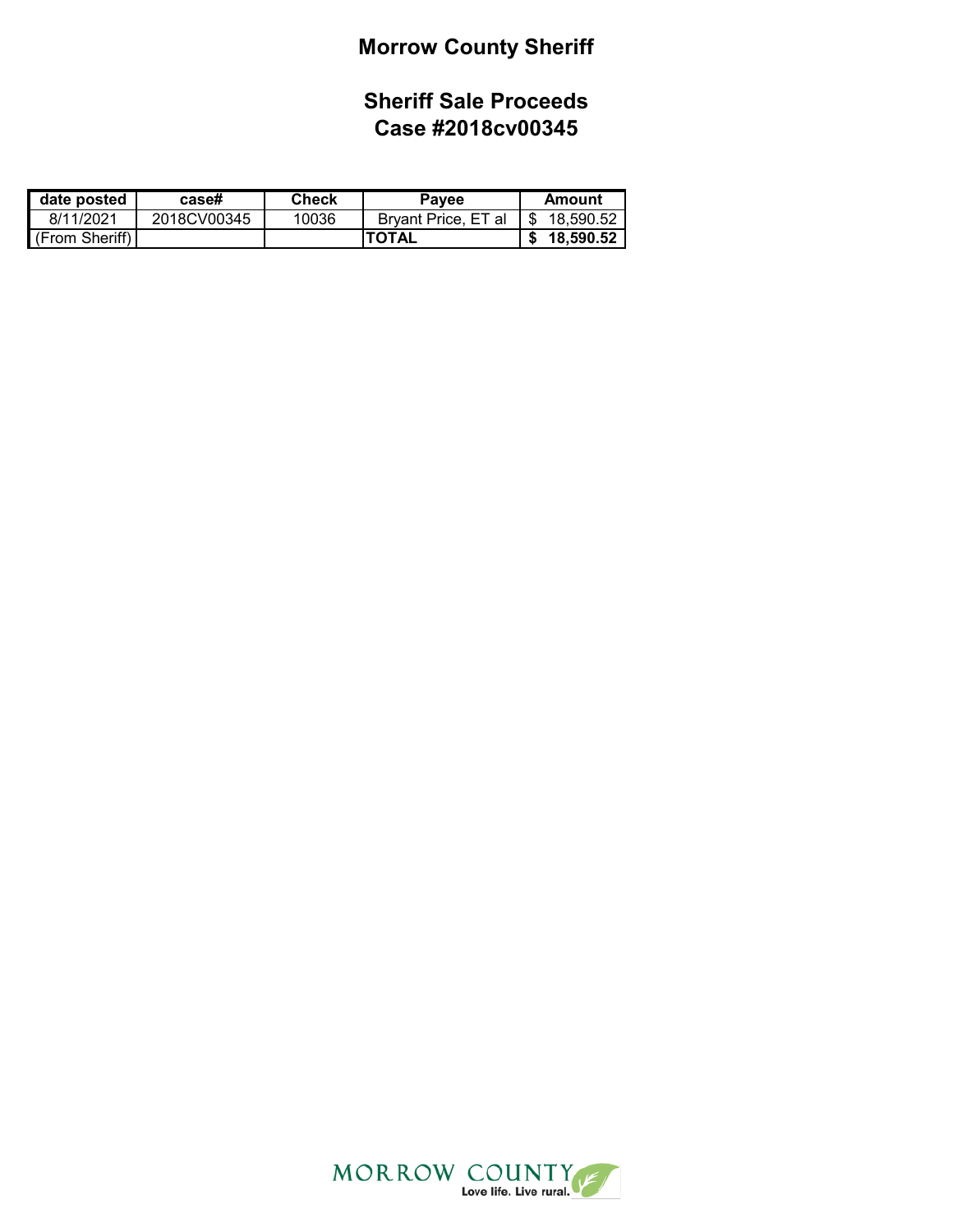# Morrow County Sheriff

## Sheriff Sale Proceeds
## Case #2018cv00345

| date posted | case# | Check | Payee | Amount |
|---|---|---|---|---|
| 8/11/2021 | 2018CV00345 | 10036 | Bryant Price, ET al | $ 18,590.52 |
| (From Sheriff) | | | **TOTAL** | **$ 18,590.52** |

MORROW COUNTY
Love life. Live rural.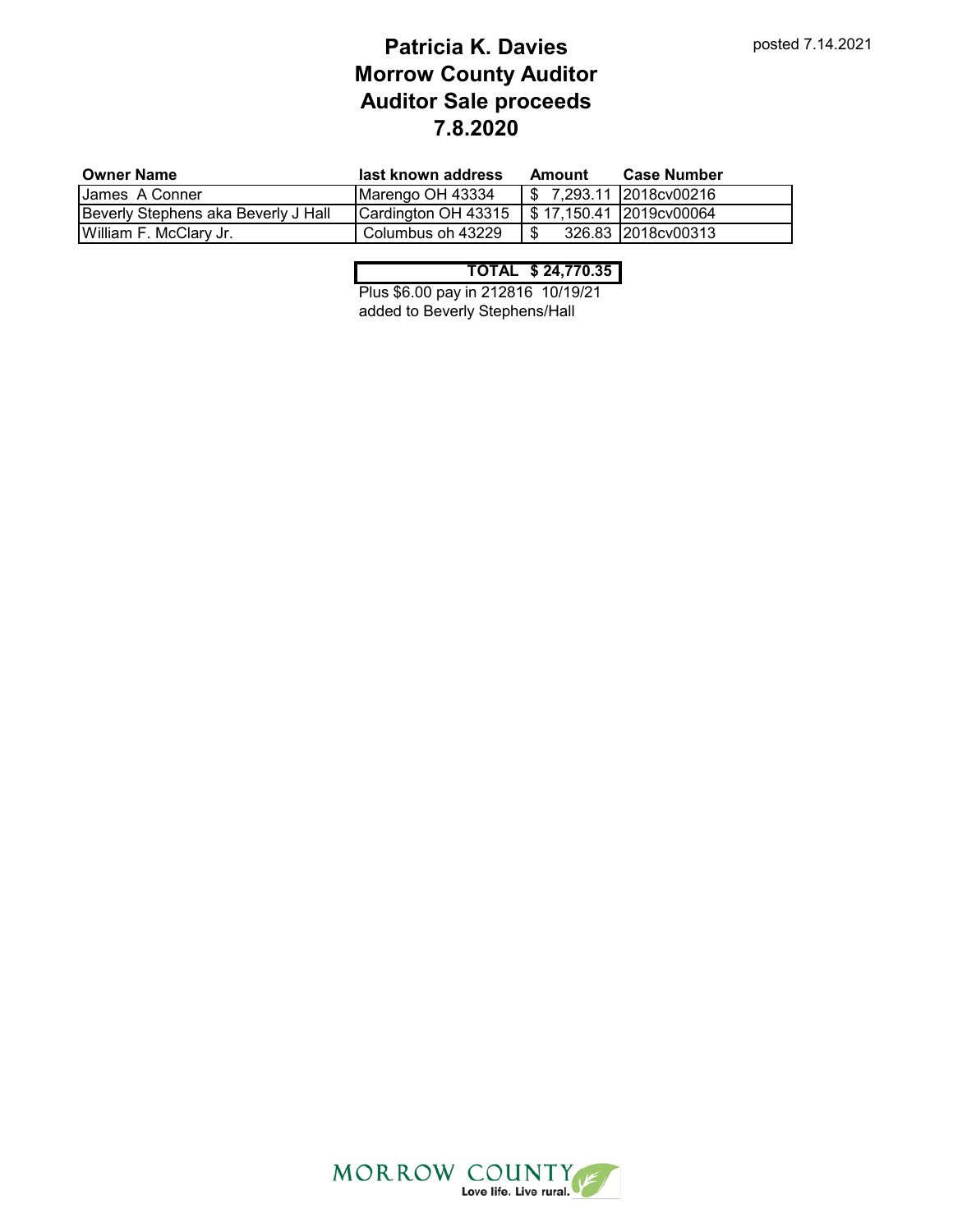posted 7.14.2021

# Patricia K. Davies
# Morrow County Auditor
# Auditor Sale proceeds
# 7.8.2020

| Owner Name | last known address | Amount | Case Number |
|---|---|---|---|
| James A Conner | Marengo OH 43334 | $ 7,293.11 | 2018cv00216 |
| Beverly Stephens aka Beverly J Hall | Cardington OH 43315 | $ 17,150.41 | 2019cv00064 |
| William F. McClary Jr. | Columbus oh 43229 | $ 326.83 | 2018cv00313 |

**TOTAL $ 24,770.35**

Plus $6.00 pay in 212816 10/19/21
added to Beverly Stephens/Hall

MORROW COUNTY
Love life. Live rural.